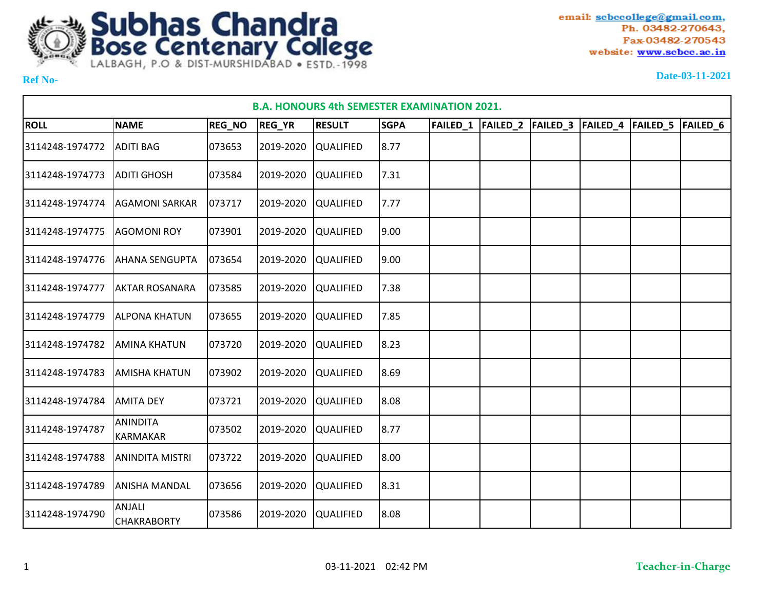# Subhas Chandra Bose Centenary College

LALBAGH, P.O & DIST-MURSHIDABAD • ESTD.-1998

email: scbccollege@gmail.com,
Ph. 03482-270643,
Fax-03482-270543
website: www.scbcc.ac.in

**Ref No-**

**Date-03-11-2021**

| B.A. HONOURS 4th SEMESTER EXAMINATION 2021. | | | | | | | | | | | |
|---|---|---|---|---|---|---|---|---|---|---|---|
| **ROLL** | **NAME** | **REG_NO** | **REG_YR** | **RESULT** | **SGPA** | **FAILED_1** | **FAILED_2** | **FAILED_3** | **FAILED_4** | **FAILED_5** | **FAILED_6** |
| 3114248-1974772 | ADITI BAG | 073653 | 2019-2020 | QUALIFIED | 8.77 | | | | | | |
| 3114248-1974773 | ADITI GHOSH | 073584 | 2019-2020 | QUALIFIED | 7.31 | | | | | | |
| 3114248-1974774 | AGAMONI SARKAR | 073717 | 2019-2020 | QUALIFIED | 7.77 | | | | | | |
| 3114248-1974775 | AGOMONI ROY | 073901 | 2019-2020 | QUALIFIED | 9.00 | | | | | | |
| 3114248-1974776 | AHANA SENGUPTA | 073654 | 2019-2020 | QUALIFIED | 9.00 | | | | | | |
| 3114248-1974777 | AKTAR ROSANARA | 073585 | 2019-2020 | QUALIFIED | 7.38 | | | | | | |
| 3114248-1974779 | ALPONA KHATUN | 073655 | 2019-2020 | QUALIFIED | 7.85 | | | | | | |
| 3114248-1974782 | AMINA KHATUN | 073720 | 2019-2020 | QUALIFIED | 8.23 | | | | | | |
| 3114248-1974783 | AMISHA KHATUN | 073902 | 2019-2020 | QUALIFIED | 8.69 | | | | | | |
| 3114248-1974784 | AMITA DEY | 073721 | 2019-2020 | QUALIFIED | 8.08 | | | | | | |
| 3114248-1974787 | ANINDITA KARMAKAR | 073502 | 2019-2020 | QUALIFIED | 8.77 | | | | | | |
| 3114248-1974788 | ANINDITA MISTRI | 073722 | 2019-2020 | QUALIFIED | 8.00 | | | | | | |
| 3114248-1974789 | ANISHA MANDAL | 073656 | 2019-2020 | QUALIFIED | 8.31 | | | | | | |
| 3114248-1974790 | ANJALI CHAKRABORTY | 073586 | 2019-2020 | QUALIFIED | 8.08 | | | | | | |

03-11-2021 02:42 PM

**Teacher-in-Charge**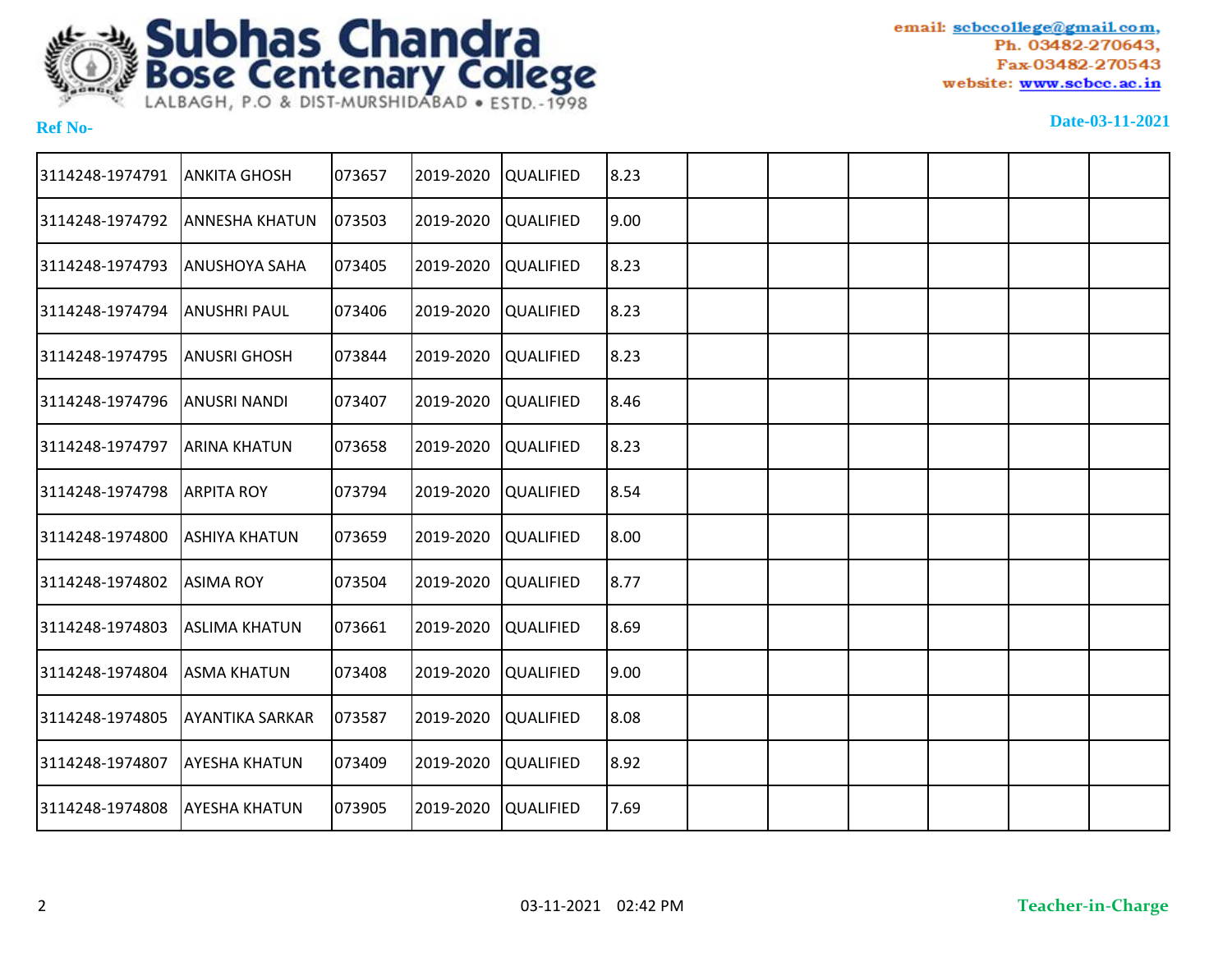# Subhas Chandra Bose Centenary College

LALBAGH, P.O & DIST-MURSHIDABAD • ESTD.-1998

email: scbccollege@gmail.com,
Ph. 03482-270643,
Fax-03482-270543
website: www.scbcc.ac.in

**Ref No-**

**Date-03-11-2021**

| | | | | | | | | | | | |
|---|---|---|---|---|---|---|---|---|---|---|---|
| 3114248-1974791 | ANKITA GHOSH | 073657 | 2019-2020 | QUALIFIED | 8.23 | | | | | | |
| 3114248-1974792 | ANNESHA KHATUN | 073503 | 2019-2020 | QUALIFIED | 9.00 | | | | | | |
| 3114248-1974793 | ANUSHOYA SAHA | 073405 | 2019-2020 | QUALIFIED | 8.23 | | | | | | |
| 3114248-1974794 | ANUSHRI PAUL | 073406 | 2019-2020 | QUALIFIED | 8.23 | | | | | | |
| 3114248-1974795 | ANUSRI GHOSH | 073844 | 2019-2020 | QUALIFIED | 8.23 | | | | | | |
| 3114248-1974796 | ANUSRI NANDI | 073407 | 2019-2020 | QUALIFIED | 8.46 | | | | | | |
| 3114248-1974797 | ARINA KHATUN | 073658 | 2019-2020 | QUALIFIED | 8.23 | | | | | | |
| 3114248-1974798 | ARPITA ROY | 073794 | 2019-2020 | QUALIFIED | 8.54 | | | | | | |
| 3114248-1974800 | ASHIYA KHATUN | 073659 | 2019-2020 | QUALIFIED | 8.00 | | | | | | |
| 3114248-1974802 | ASIMA ROY | 073504 | 2019-2020 | QUALIFIED | 8.77 | | | | | | |
| 3114248-1974803 | ASLIMA KHATUN | 073661 | 2019-2020 | QUALIFIED | 8.69 | | | | | | |
| 3114248-1974804 | ASMA KHATUN | 073408 | 2019-2020 | QUALIFIED | 9.00 | | | | | | |
| 3114248-1974805 | AYANTIKA SARKAR | 073587 | 2019-2020 | QUALIFIED | 8.08 | | | | | | |
| 3114248-1974807 | AYESHA KHATUN | 073409 | 2019-2020 | QUALIFIED | 8.92 | | | | | | |
| 3114248-1974808 | AYESHA KHATUN | 073905 | 2019-2020 | QUALIFIED | 7.69 | | | | | | |

03-11-2021 02:42 PM

**Teacher-in-Charge**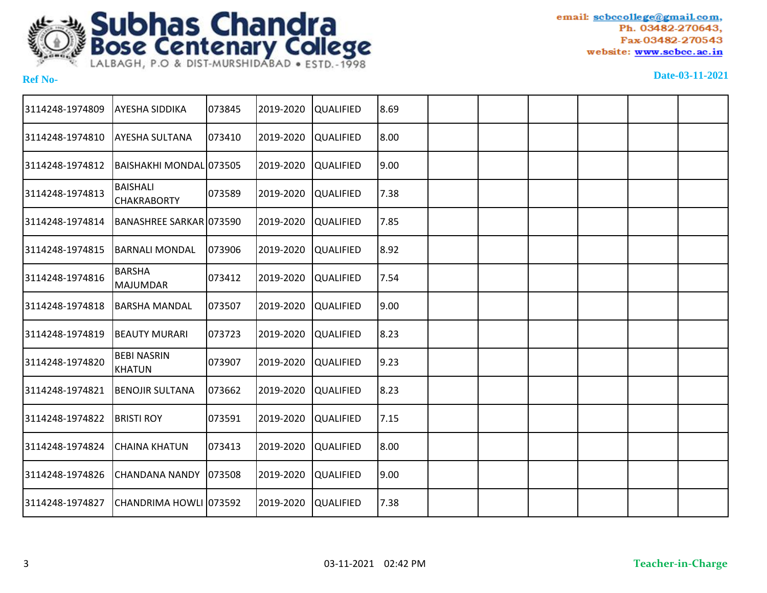# Subhas Chandra Bose Centenary College

LALBAGH, P.O & DIST-MURSHIDABAD • ESTD.-1998

email: scbccollege@gmail.com,
Ph. 03482-270643,
Fax-03482-270543
website: www.scbcc.ac.in

**Ref No-**

**Date-03-11-2021**

| | | | | | | | | | | | |
|---|---|---|---|---|---|---|---|---|---|---|---|
| 3114248-1974809 | AYESHA SIDDIKA | 073845 | 2019-2020 | QUALIFIED | 8.69 | | | | | | |
| 3114248-1974810 | AYESHA SULTANA | 073410 | 2019-2020 | QUALIFIED | 8.00 | | | | | | |
| 3114248-1974812 | BAISHAKHI MONDAL | 073505 | 2019-2020 | QUALIFIED | 9.00 | | | | | | |
| 3114248-1974813 | BAISHALI CHAKRABORTY | 073589 | 2019-2020 | QUALIFIED | 7.38 | | | | | | |
| 3114248-1974814 | BANASHREE SARKAR | 073590 | 2019-2020 | QUALIFIED | 7.85 | | | | | | |
| 3114248-1974815 | BARNALI MONDAL | 073906 | 2019-2020 | QUALIFIED | 8.92 | | | | | | |
| 3114248-1974816 | BARSHA MAJUMDAR | 073412 | 2019-2020 | QUALIFIED | 7.54 | | | | | | |
| 3114248-1974818 | BARSHA MANDAL | 073507 | 2019-2020 | QUALIFIED | 9.00 | | | | | | |
| 3114248-1974819 | BEAUTY MURARI | 073723 | 2019-2020 | QUALIFIED | 8.23 | | | | | | |
| 3114248-1974820 | BEBI NASRIN KHATUN | 073907 | 2019-2020 | QUALIFIED | 9.23 | | | | | | |
| 3114248-1974821 | BENOJIR SULTANA | 073662 | 2019-2020 | QUALIFIED | 8.23 | | | | | | |
| 3114248-1974822 | BRISTI ROY | 073591 | 2019-2020 | QUALIFIED | 7.15 | | | | | | |
| 3114248-1974824 | CHAINA KHATUN | 073413 | 2019-2020 | QUALIFIED | 8.00 | | | | | | |
| 3114248-1974826 | CHANDANA NANDY | 073508 | 2019-2020 | QUALIFIED | 9.00 | | | | | | |
| 3114248-1974827 | CHANDRIMA HOWLI | 073592 | 2019-2020 | QUALIFIED | 7.38 | | | | | | |

03-11-2021 02:42 PM

**Teacher-in-Charge**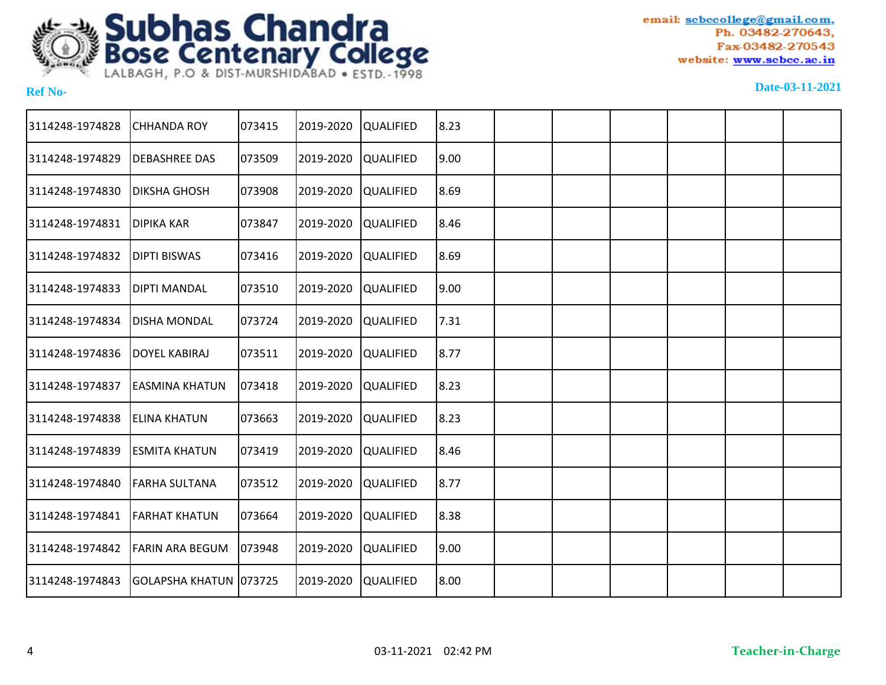# Subhas Chandra Bose Centenary College

LALBAGH, P.O & DIST-MURSHIDABAD • ESTD.-1998

email: scbccollege@gmail.com,
Ph. 03482-270643,
Fax-03482-270543
website: www.scbcc.ac.in

**Ref No-**

**Date-03-11-2021**

| | | | | | | | | | | | |
|---|---|---|---|---|---|---|---|---|---|---|---|
| 3114248-1974828 | CHHANDA ROY | 073415 | 2019-2020 | QUALIFIED | 8.23 | | | | | | |
| 3114248-1974829 | DEBASHREE DAS | 073509 | 2019-2020 | QUALIFIED | 9.00 | | | | | | |
| 3114248-1974830 | DIKSHA GHOSH | 073908 | 2019-2020 | QUALIFIED | 8.69 | | | | | | |
| 3114248-1974831 | DIPIKA KAR | 073847 | 2019-2020 | QUALIFIED | 8.46 | | | | | | |
| 3114248-1974832 | DIPTI BISWAS | 073416 | 2019-2020 | QUALIFIED | 8.69 | | | | | | |
| 3114248-1974833 | DIPTI MANDAL | 073510 | 2019-2020 | QUALIFIED | 9.00 | | | | | | |
| 3114248-1974834 | DISHA MONDAL | 073724 | 2019-2020 | QUALIFIED | 7.31 | | | | | | |
| 3114248-1974836 | DOYEL KABIRAJ | 073511 | 2019-2020 | QUALIFIED | 8.77 | | | | | | |
| 3114248-1974837 | EASMINA KHATUN | 073418 | 2019-2020 | QUALIFIED | 8.23 | | | | | | |
| 3114248-1974838 | ELINA KHATUN | 073663 | 2019-2020 | QUALIFIED | 8.23 | | | | | | |
| 3114248-1974839 | ESMITA KHATUN | 073419 | 2019-2020 | QUALIFIED | 8.46 | | | | | | |
| 3114248-1974840 | FARHA SULTANA | 073512 | 2019-2020 | QUALIFIED | 8.77 | | | | | | |
| 3114248-1974841 | FARHAT KHATUN | 073664 | 2019-2020 | QUALIFIED | 8.38 | | | | | | |
| 3114248-1974842 | FARIN ARA BEGUM | 073948 | 2019-2020 | QUALIFIED | 9.00 | | | | | | |
| 3114248-1974843 | GOLAPSHA KHATUN | 073725 | 2019-2020 | QUALIFIED | 8.00 | | | | | | |

03-11-2021 02:42 PM

**Teacher-in-Charge**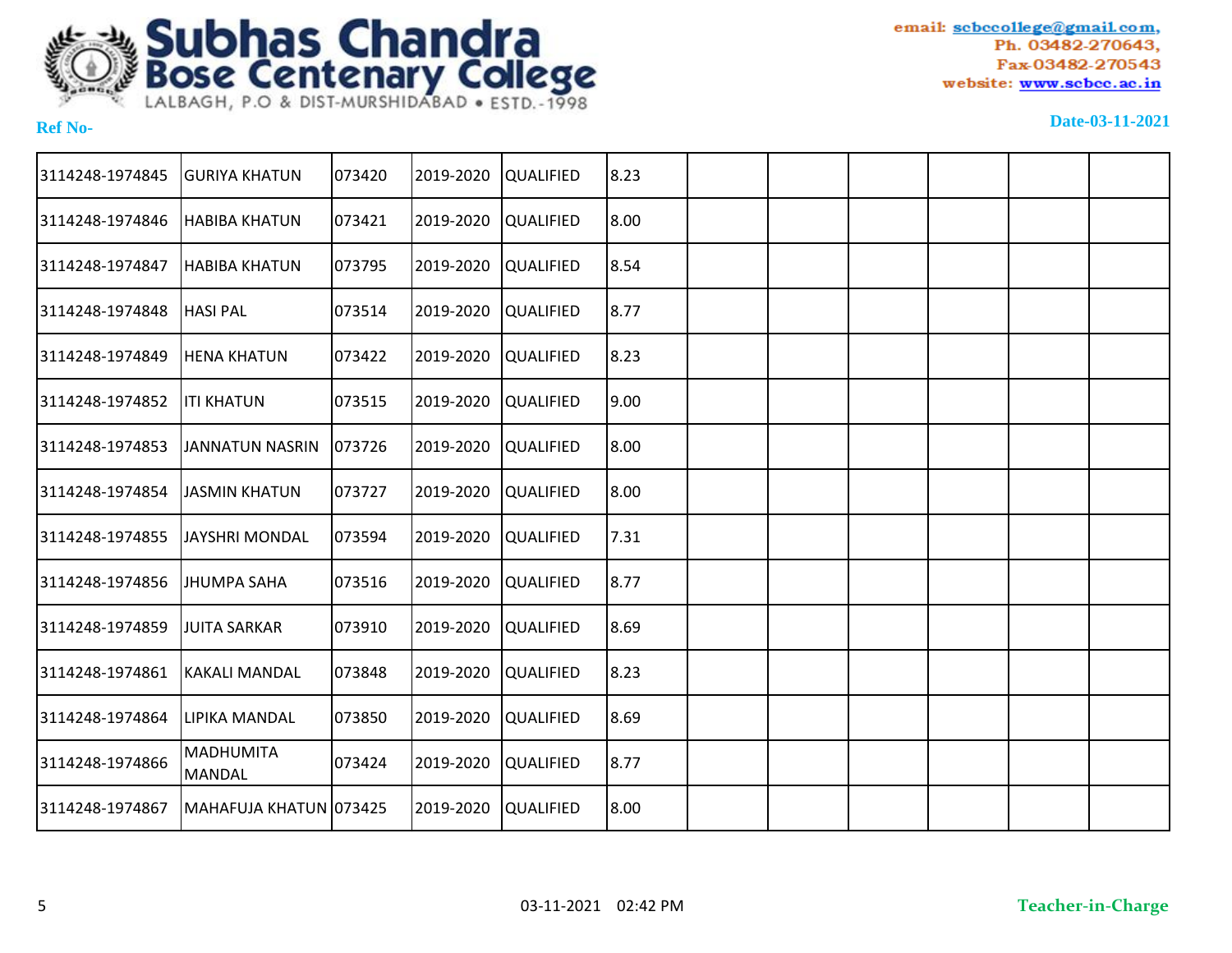**Subhas Chandra Bose Centenary College**
LALBAGH, P.O & DIST-MURSHIDABAD • ESTD.-1998

email: scbccollege@gmail.com,
Ph. 03482-270643,
Fax-03482-270543
website: www.scbcc.ac.in

Ref No-

Date-03-11-2021

| | | | | | | | | | | | |
|---|---|---|---|---|---|---|---|---|---|---|---|
| 3114248-1974845 | GURIYA KHATUN | 073420 | 2019-2020 | QUALIFIED | 8.23 | | | | | | |
| 3114248-1974846 | HABIBA KHATUN | 073421 | 2019-2020 | QUALIFIED | 8.00 | | | | | | |
| 3114248-1974847 | HABIBA KHATUN | 073795 | 2019-2020 | QUALIFIED | 8.54 | | | | | | |
| 3114248-1974848 | HASI PAL | 073514 | 2019-2020 | QUALIFIED | 8.77 | | | | | | |
| 3114248-1974849 | HENA KHATUN | 073422 | 2019-2020 | QUALIFIED | 8.23 | | | | | | |
| 3114248-1974852 | ITI KHATUN | 073515 | 2019-2020 | QUALIFIED | 9.00 | | | | | | |
| 3114248-1974853 | JANNATUN NASRIN | 073726 | 2019-2020 | QUALIFIED | 8.00 | | | | | | |
| 3114248-1974854 | JASMIN KHATUN | 073727 | 2019-2020 | QUALIFIED | 8.00 | | | | | | |
| 3114248-1974855 | JAYSHRI MONDAL | 073594 | 2019-2020 | QUALIFIED | 7.31 | | | | | | |
| 3114248-1974856 | JHUMPA SAHA | 073516 | 2019-2020 | QUALIFIED | 8.77 | | | | | | |
| 3114248-1974859 | JUITA SARKAR | 073910 | 2019-2020 | QUALIFIED | 8.69 | | | | | | |
| 3114248-1974861 | KAKALI MANDAL | 073848 | 2019-2020 | QUALIFIED | 8.23 | | | | | | |
| 3114248-1974864 | LIPIKA MANDAL | 073850 | 2019-2020 | QUALIFIED | 8.69 | | | | | | |
| 3114248-1974866 | MADHUMITA MANDAL | 073424 | 2019-2020 | QUALIFIED | 8.77 | | | | | | |
| 3114248-1974867 | MAHAFUJA KHATUN | 073425 | 2019-2020 | QUALIFIED | 8.00 | | | | | | |

03-11-2021 02:42 PM

**Teacher-in-Charge**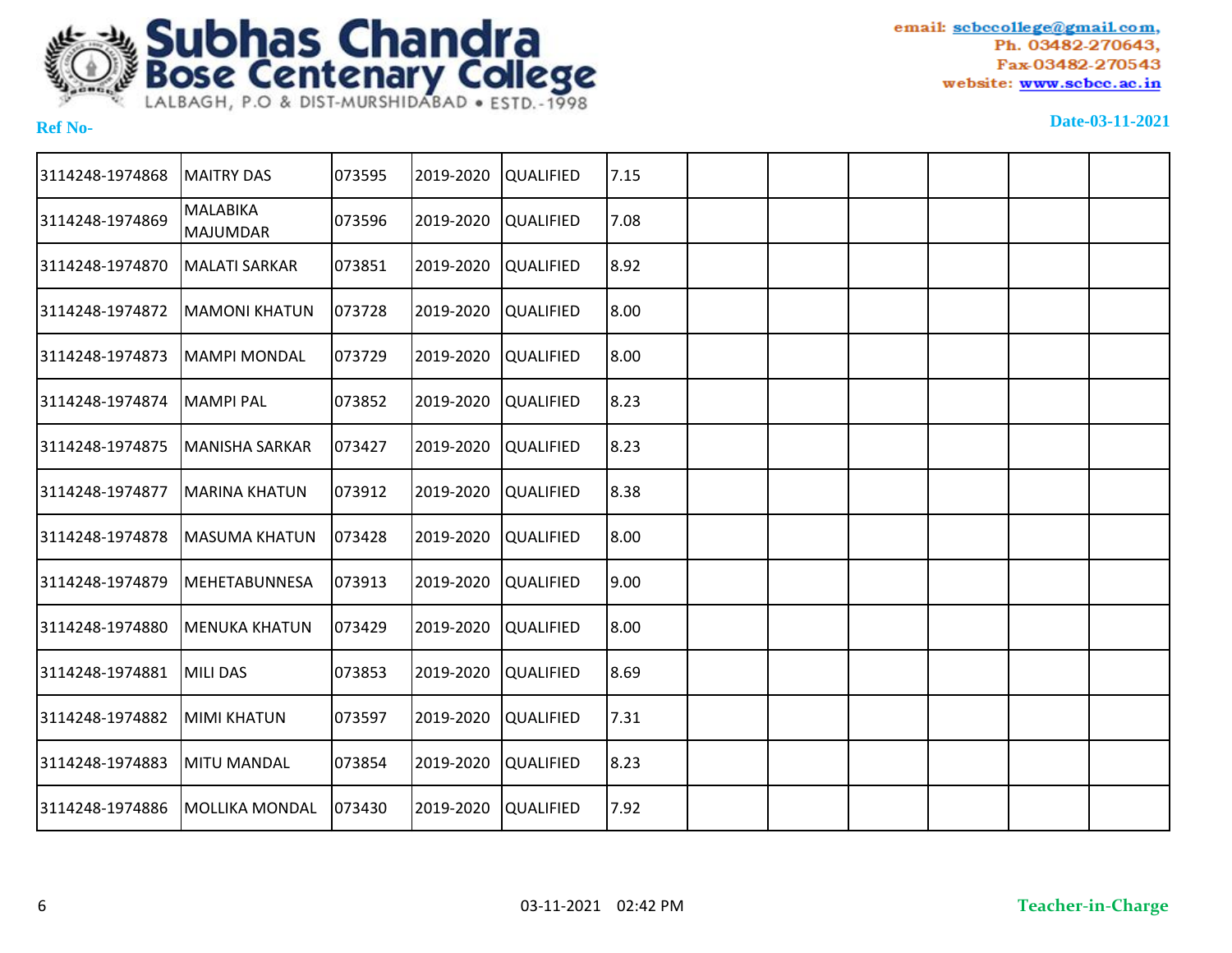# Subhas Chandra Bose Centenary College

LALBAGH, P.O & DIST-MURSHIDABAD • ESTD.-1998

email: scbccollege@gmail.com, Ph. 03482-270643, Fax-03482-270543 website: www.scbcc.ac.in

**Ref No-**

**Date-03-11-2021**

| | | | | | | | | | | | |
|---|---|---|---|---|---|---|---|---|---|---|---|
| 3114248-1974868 | MAITRY DAS | 073595 | 2019-2020 | QUALIFIED | 7.15 | | | | | | |
| 3114248-1974869 | MALABIKA MAJUMDAR | 073596 | 2019-2020 | QUALIFIED | 7.08 | | | | | | |
| 3114248-1974870 | MALATI SARKAR | 073851 | 2019-2020 | QUALIFIED | 8.92 | | | | | | |
| 3114248-1974872 | MAMONI KHATUN | 073728 | 2019-2020 | QUALIFIED | 8.00 | | | | | | |
| 3114248-1974873 | MAMPI MONDAL | 073729 | 2019-2020 | QUALIFIED | 8.00 | | | | | | |
| 3114248-1974874 | MAMPI PAL | 073852 | 2019-2020 | QUALIFIED | 8.23 | | | | | | |
| 3114248-1974875 | MANISHA SARKAR | 073427 | 2019-2020 | QUALIFIED | 8.23 | | | | | | |
| 3114248-1974877 | MARINA KHATUN | 073912 | 2019-2020 | QUALIFIED | 8.38 | | | | | | |
| 3114248-1974878 | MASUMA KHATUN | 073428 | 2019-2020 | QUALIFIED | 8.00 | | | | | | |
| 3114248-1974879 | MEHETABUNNESA | 073913 | 2019-2020 | QUALIFIED | 9.00 | | | | | | |
| 3114248-1974880 | MENUKA KHATUN | 073429 | 2019-2020 | QUALIFIED | 8.00 | | | | | | |
| 3114248-1974881 | MILI DAS | 073853 | 2019-2020 | QUALIFIED | 8.69 | | | | | | |
| 3114248-1974882 | MIMI KHATUN | 073597 | 2019-2020 | QUALIFIED | 7.31 | | | | | | |
| 3114248-1974883 | MITU MANDAL | 073854 | 2019-2020 | QUALIFIED | 8.23 | | | | | | |
| 3114248-1974886 | MOLLIKA MONDAL | 073430 | 2019-2020 | QUALIFIED | 7.92 | | | | | | |

03-11-2021 02:42 PM

**Teacher-in-Charge**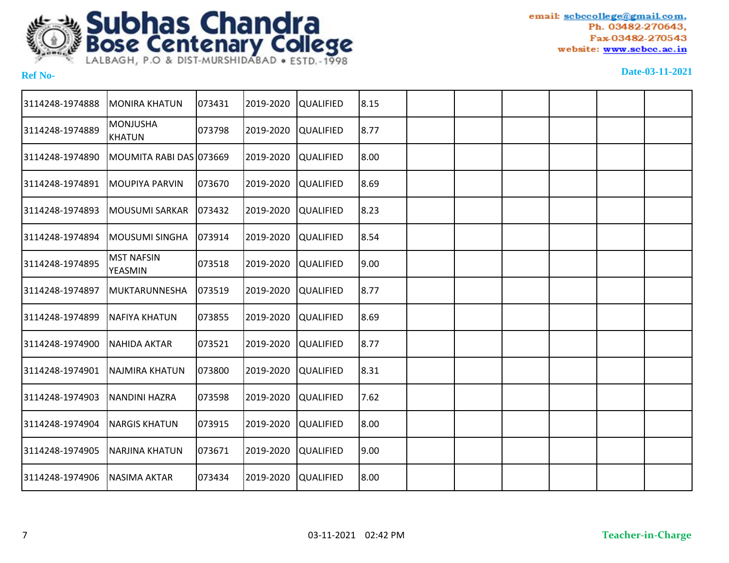# Subhas Chandra Bose Centenary College

LALBAGH, P.O & DIST-MURSHIDABAD • ESTD.-1998

email: scbccollege@gmail.com,
Ph. 03482-270643,
Fax-03482-270543
website: www.scbcc.ac.in

**Ref No-**

**Date-03-11-2021**

| | | | | | | | | | | | |
|---|---|---|---|---|---|---|---|---|---|---|---|
| 3114248-1974888 | MONIRA KHATUN | 073431 | 2019-2020 | QUALIFIED | 8.15 | | | | | | |
| 3114248-1974889 | MONJUSHA KHATUN | 073798 | 2019-2020 | QUALIFIED | 8.77 | | | | | | |
| 3114248-1974890 | MOUMITA RABI DAS | 073669 | 2019-2020 | QUALIFIED | 8.00 | | | | | | |
| 3114248-1974891 | MOUPIYA PARVIN | 073670 | 2019-2020 | QUALIFIED | 8.69 | | | | | | |
| 3114248-1974893 | MOUSUMI SARKAR | 073432 | 2019-2020 | QUALIFIED | 8.23 | | | | | | |
| 3114248-1974894 | MOUSUMI SINGHA | 073914 | 2019-2020 | QUALIFIED | 8.54 | | | | | | |
| 3114248-1974895 | MST NAFSIN YEASMIN | 073518 | 2019-2020 | QUALIFIED | 9.00 | | | | | | |
| 3114248-1974897 | MUKTARUNNESHA | 073519 | 2019-2020 | QUALIFIED | 8.77 | | | | | | |
| 3114248-1974899 | NAFIYA KHATUN | 073855 | 2019-2020 | QUALIFIED | 8.69 | | | | | | |
| 3114248-1974900 | NAHIDA AKTAR | 073521 | 2019-2020 | QUALIFIED | 8.77 | | | | | | |
| 3114248-1974901 | NAJMIRA KHATUN | 073800 | 2019-2020 | QUALIFIED | 8.31 | | | | | | |
| 3114248-1974903 | NANDINI HAZRA | 073598 | 2019-2020 | QUALIFIED | 7.62 | | | | | | |
| 3114248-1974904 | NARGIS KHATUN | 073915 | 2019-2020 | QUALIFIED | 8.00 | | | | | | |
| 3114248-1974905 | NARJINA KHATUN | 073671 | 2019-2020 | QUALIFIED | 9.00 | | | | | | |
| 3114248-1974906 | NASIMA AKTAR | 073434 | 2019-2020 | QUALIFIED | 8.00 | | | | | | |

03-11-2021 02:42 PM

**Teacher-in-Charge**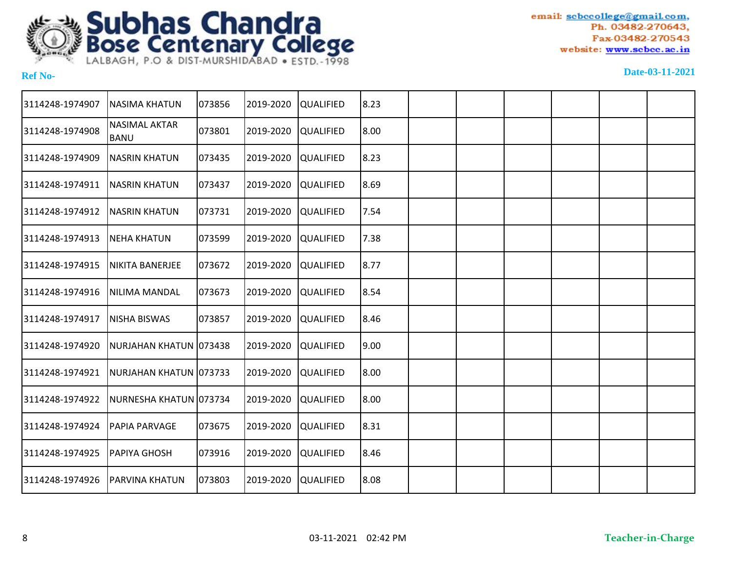# Subhas Chandra Bose Centenary College

LALBAGH, P.O & DIST-MURSHIDABAD • ESTD.-1998

email: scbccollege@gmail.com, Ph. 03482-270643, Fax-03482-270543 website: www.scbcc.ac.in

**Ref No-** **Date-03-11-2021**

| | | | | | | | | | | | |
|---|---|---|---|---|---|---|---|---|---|---|---|
| 3114248-1974907 | NASIMA KHATUN | 073856 | 2019-2020 | QUALIFIED | 8.23 | | | | | | |
| 3114248-1974908 | NASIMAL AKTAR BANU | 073801 | 2019-2020 | QUALIFIED | 8.00 | | | | | | |
| 3114248-1974909 | NASRIN KHATUN | 073435 | 2019-2020 | QUALIFIED | 8.23 | | | | | | |
| 3114248-1974911 | NASRIN KHATUN | 073437 | 2019-2020 | QUALIFIED | 8.69 | | | | | | |
| 3114248-1974912 | NASRIN KHATUN | 073731 | 2019-2020 | QUALIFIED | 7.54 | | | | | | |
| 3114248-1974913 | NEHA KHATUN | 073599 | 2019-2020 | QUALIFIED | 7.38 | | | | | | |
| 3114248-1974915 | NIKITA BANERJEE | 073672 | 2019-2020 | QUALIFIED | 8.77 | | | | | | |
| 3114248-1974916 | NILIMA MANDAL | 073673 | 2019-2020 | QUALIFIED | 8.54 | | | | | | |
| 3114248-1974917 | NISHA BISWAS | 073857 | 2019-2020 | QUALIFIED | 8.46 | | | | | | |
| 3114248-1974920 | NURJAHAN KHATUN | 073438 | 2019-2020 | QUALIFIED | 9.00 | | | | | | |
| 3114248-1974921 | NURJAHAN KHATUN | 073733 | 2019-2020 | QUALIFIED | 8.00 | | | | | | |
| 3114248-1974922 | NURNESHA KHATUN | 073734 | 2019-2020 | QUALIFIED | 8.00 | | | | | | |
| 3114248-1974924 | PAPIA PARVAGE | 073675 | 2019-2020 | QUALIFIED | 8.31 | | | | | | |
| 3114248-1974925 | PAPIYA GHOSH | 073916 | 2019-2020 | QUALIFIED | 8.46 | | | | | | |
| 3114248-1974926 | PARVINA KHATUN | 073803 | 2019-2020 | QUALIFIED | 8.08 | | | | | | |

03-11-2021 02:42 PM

**Teacher-in-Charge**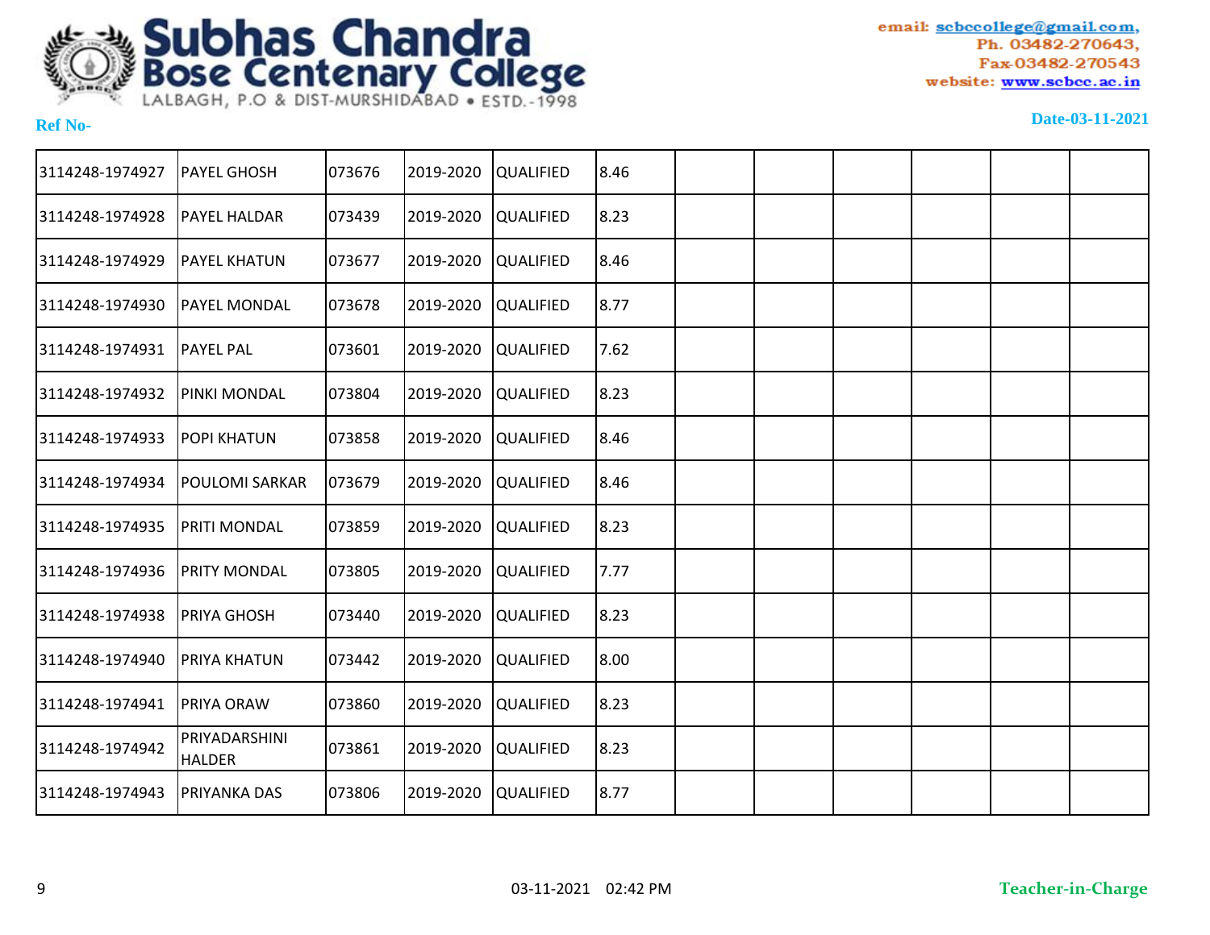# Subhas Chandra Bose Centenary College

LALBAGH, P.O & DIST-MURSHIDABAD • ESTD.-1998

email: scbccollege@gmail.com,
Ph. 03482-270643,
Fax-03482-270543
website: www.scbcc.ac.in

**Ref No-**

**Date-03-11-2021**

| | | | | | | | | | | | |
|---|---|---|---|---|---|---|---|---|---|---|---|
| 3114248-1974927 | PAYEL GHOSH | 073676 | 2019-2020 | QUALIFIED | 8.46 | | | | | | |
| 3114248-1974928 | PAYEL HALDAR | 073439 | 2019-2020 | QUALIFIED | 8.23 | | | | | | |
| 3114248-1974929 | PAYEL KHATUN | 073677 | 2019-2020 | QUALIFIED | 8.46 | | | | | | |
| 3114248-1974930 | PAYEL MONDAL | 073678 | 2019-2020 | QUALIFIED | 8.77 | | | | | | |
| 3114248-1974931 | PAYEL PAL | 073601 | 2019-2020 | QUALIFIED | 7.62 | | | | | | |
| 3114248-1974932 | PINKI MONDAL | 073804 | 2019-2020 | QUALIFIED | 8.23 | | | | | | |
| 3114248-1974933 | POPI KHATUN | 073858 | 2019-2020 | QUALIFIED | 8.46 | | | | | | |
| 3114248-1974934 | POULOMI SARKAR | 073679 | 2019-2020 | QUALIFIED | 8.46 | | | | | | |
| 3114248-1974935 | PRITI MONDAL | 073859 | 2019-2020 | QUALIFIED | 8.23 | | | | | | |
| 3114248-1974936 | PRITY MONDAL | 073805 | 2019-2020 | QUALIFIED | 7.77 | | | | | | |
| 3114248-1974938 | PRIYA GHOSH | 073440 | 2019-2020 | QUALIFIED | 8.23 | | | | | | |
| 3114248-1974940 | PRIYA KHATUN | 073442 | 2019-2020 | QUALIFIED | 8.00 | | | | | | |
| 3114248-1974941 | PRIYA ORAW | 073860 | 2019-2020 | QUALIFIED | 8.23 | | | | | | |
| 3114248-1974942 | PRIYADARSHINI HALDER | 073861 | 2019-2020 | QUALIFIED | 8.23 | | | | | | |
| 3114248-1974943 | PRIYANKA DAS | 073806 | 2019-2020 | QUALIFIED | 8.77 | | | | | | |

03-11-2021 02:42 PM

**Teacher-in-Charge**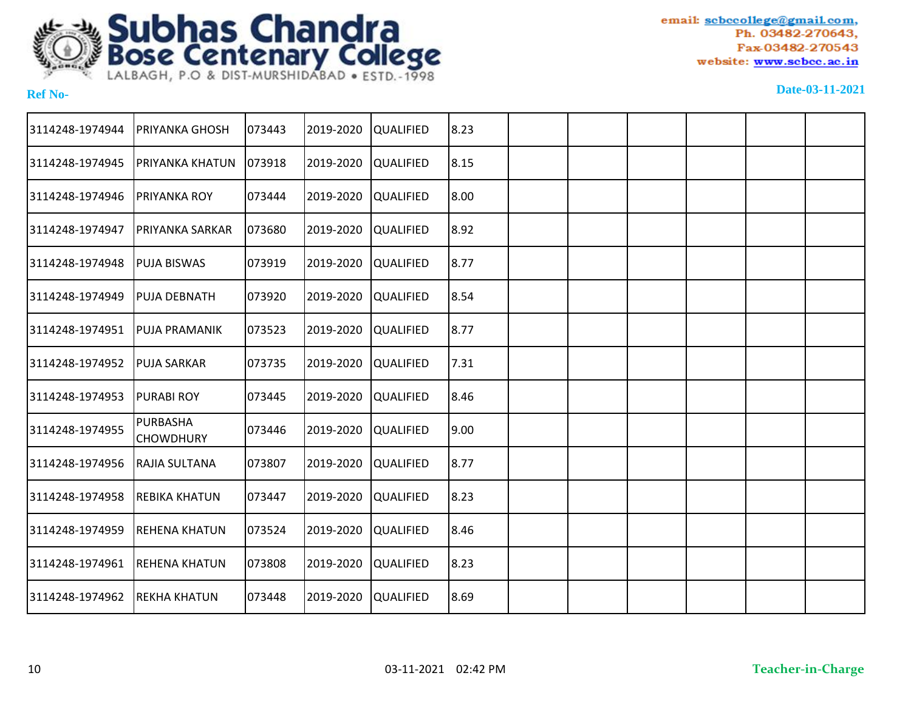# Subhas Chandra Bose Centenary College

LALBAGH, P.O & DIST-MURSHIDABAD • ESTD.-1998

email: scbccollege@gmail.com,
Ph. 03482-270643,
Fax-03482-270543
website: www.scbcc.ac.in

**Ref No-**

**Date-03-11-2021**

| | | | | | | | | | | | |
|---|---|---|---|---|---|---|---|---|---|---|---|
| 3114248-1974944 | PRIYANKA GHOSH | 073443 | 2019-2020 | QUALIFIED | 8.23 | | | | | | |
| 3114248-1974945 | PRIYANKA KHATUN | 073918 | 2019-2020 | QUALIFIED | 8.15 | | | | | | |
| 3114248-1974946 | PRIYANKA ROY | 073444 | 2019-2020 | QUALIFIED | 8.00 | | | | | | |
| 3114248-1974947 | PRIYANKA SARKAR | 073680 | 2019-2020 | QUALIFIED | 8.92 | | | | | | |
| 3114248-1974948 | PUJA BISWAS | 073919 | 2019-2020 | QUALIFIED | 8.77 | | | | | | |
| 3114248-1974949 | PUJA DEBNATH | 073920 | 2019-2020 | QUALIFIED | 8.54 | | | | | | |
| 3114248-1974951 | PUJA PRAMANIK | 073523 | 2019-2020 | QUALIFIED | 8.77 | | | | | | |
| 3114248-1974952 | PUJA SARKAR | 073735 | 2019-2020 | QUALIFIED | 7.31 | | | | | | |
| 3114248-1974953 | PURABI ROY | 073445 | 2019-2020 | QUALIFIED | 8.46 | | | | | | |
| 3114248-1974955 | PURBASHA CHOWDHURY | 073446 | 2019-2020 | QUALIFIED | 9.00 | | | | | | |
| 3114248-1974956 | RAJIA SULTANA | 073807 | 2019-2020 | QUALIFIED | 8.77 | | | | | | |
| 3114248-1974958 | REBIKA KHATUN | 073447 | 2019-2020 | QUALIFIED | 8.23 | | | | | | |
| 3114248-1974959 | REHENA KHATUN | 073524 | 2019-2020 | QUALIFIED | 8.46 | | | | | | |
| 3114248-1974961 | REHENA KHATUN | 073808 | 2019-2020 | QUALIFIED | 8.23 | | | | | | |
| 3114248-1974962 | REKHA KHATUN | 073448 | 2019-2020 | QUALIFIED | 8.69 | | | | | | |

03-11-2021 02:42 PM

**Teacher-in-Charge**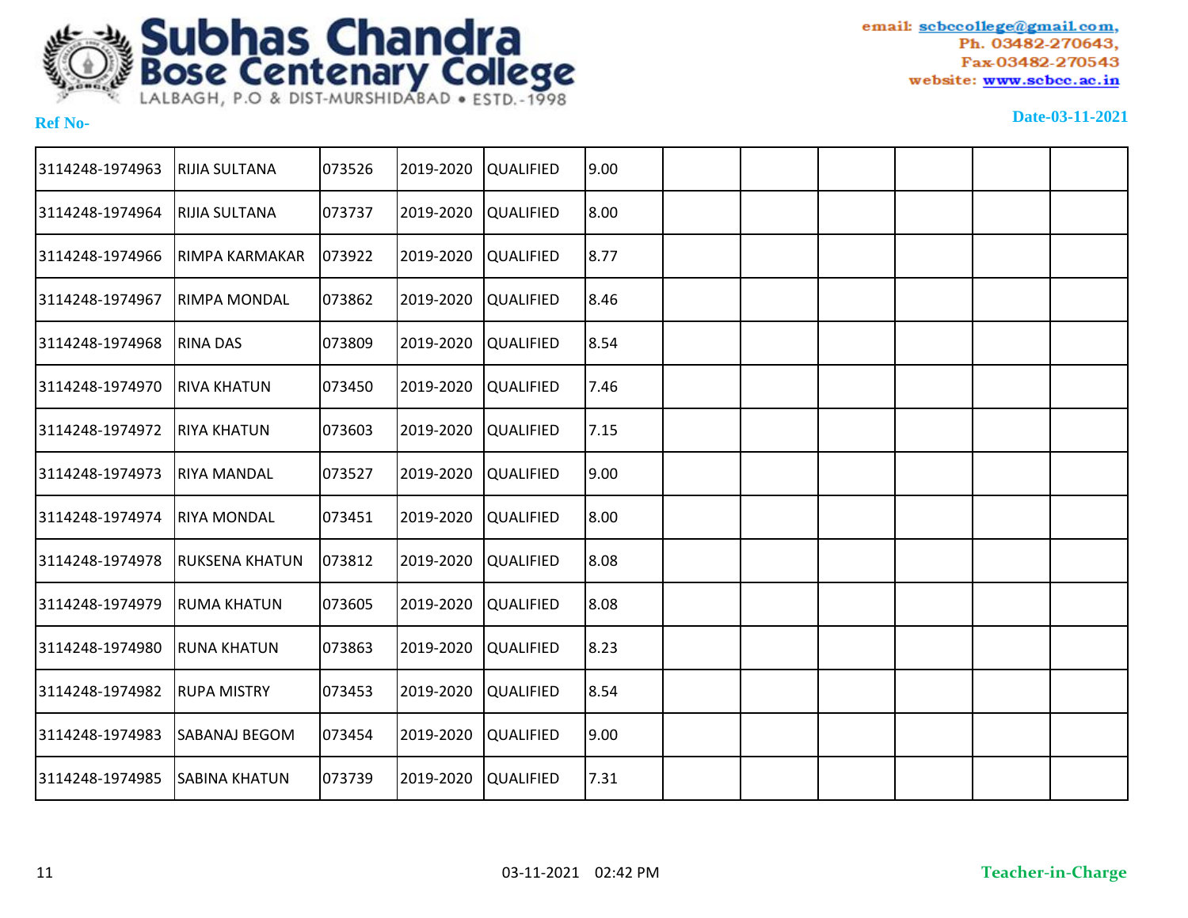# Subhas Chandra Bose Centenary College

LALBAGH, P.O & DIST-MURSHIDABAD • ESTD.-1998

email: scbccollege@gmail.com,
Ph. 03482-270643,
Fax-03482-270543
website: www.scbcc.ac.in

**Ref No-**

**Date-03-11-2021**

| | | | | | | | | | | | |
|---|---|---|---|---|---|---|---|---|---|---|---|
| 3114248-1974963 | RIJIA SULTANA | 073526 | 2019-2020 | QUALIFIED | 9.00 | | | | | | |
| 3114248-1974964 | RIJIA SULTANA | 073737 | 2019-2020 | QUALIFIED | 8.00 | | | | | | |
| 3114248-1974966 | RIMPA KARMAKAR | 073922 | 2019-2020 | QUALIFIED | 8.77 | | | | | | |
| 3114248-1974967 | RIMPA MONDAL | 073862 | 2019-2020 | QUALIFIED | 8.46 | | | | | | |
| 3114248-1974968 | RINA DAS | 073809 | 2019-2020 | QUALIFIED | 8.54 | | | | | | |
| 3114248-1974970 | RIVA KHATUN | 073450 | 2019-2020 | QUALIFIED | 7.46 | | | | | | |
| 3114248-1974972 | RIYA KHATUN | 073603 | 2019-2020 | QUALIFIED | 7.15 | | | | | | |
| 3114248-1974973 | RIYA MANDAL | 073527 | 2019-2020 | QUALIFIED | 9.00 | | | | | | |
| 3114248-1974974 | RIYA MONDAL | 073451 | 2019-2020 | QUALIFIED | 8.00 | | | | | | |
| 3114248-1974978 | RUKSENA KHATUN | 073812 | 2019-2020 | QUALIFIED | 8.08 | | | | | | |
| 3114248-1974979 | RUMA KHATUN | 073605 | 2019-2020 | QUALIFIED | 8.08 | | | | | | |
| 3114248-1974980 | RUNA KHATUN | 073863 | 2019-2020 | QUALIFIED | 8.23 | | | | | | |
| 3114248-1974982 | RUPA MISTRY | 073453 | 2019-2020 | QUALIFIED | 8.54 | | | | | | |
| 3114248-1974983 | SABANAJ BEGOM | 073454 | 2019-2020 | QUALIFIED | 9.00 | | | | | | |
| 3114248-1974985 | SABINA KHATUN | 073739 | 2019-2020 | QUALIFIED | 7.31 | | | | | | |

03-11-2021 02:42 PM

**Teacher-in-Charge**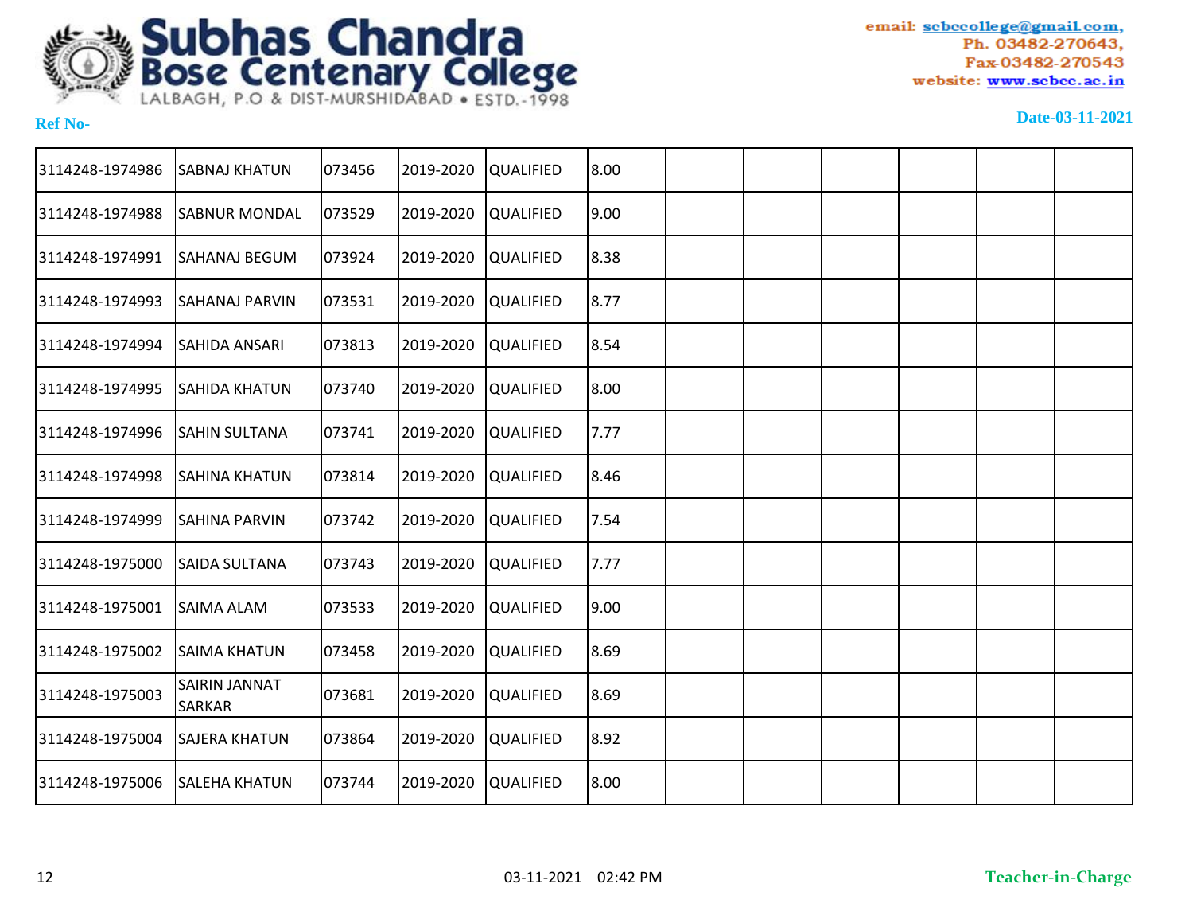# Subhas Chandra Bose Centenary College

LALBAGH, P.O & DIST-MURSHIDABAD • ESTD.-1998

email: scbccollege@gmail.com,
Ph. 03482-270643,
Fax-03482-270543
website: www.scbcc.ac.in

**Ref No-**

**Date-03-11-2021**

| | | | | | | | | | | | |
|---|---|---|---|---|---|---|---|---|---|---|---|
| 3114248-1974986 | SABNAJ KHATUN | 073456 | 2019-2020 | QUALIFIED | 8.00 | | | | | | |
| 3114248-1974988 | SABNUR MONDAL | 073529 | 2019-2020 | QUALIFIED | 9.00 | | | | | | |
| 3114248-1974991 | SAHANAJ BEGUM | 073924 | 2019-2020 | QUALIFIED | 8.38 | | | | | | |
| 3114248-1974993 | SAHANAJ PARVIN | 073531 | 2019-2020 | QUALIFIED | 8.77 | | | | | | |
| 3114248-1974994 | SAHIDA ANSARI | 073813 | 2019-2020 | QUALIFIED | 8.54 | | | | | | |
| 3114248-1974995 | SAHIDA KHATUN | 073740 | 2019-2020 | QUALIFIED | 8.00 | | | | | | |
| 3114248-1974996 | SAHIN SULTANA | 073741 | 2019-2020 | QUALIFIED | 7.77 | | | | | | |
| 3114248-1974998 | SAHINA KHATUN | 073814 | 2019-2020 | QUALIFIED | 8.46 | | | | | | |
| 3114248-1974999 | SAHINA PARVIN | 073742 | 2019-2020 | QUALIFIED | 7.54 | | | | | | |
| 3114248-1975000 | SAIDA SULTANA | 073743 | 2019-2020 | QUALIFIED | 7.77 | | | | | | |
| 3114248-1975001 | SAIMA ALAM | 073533 | 2019-2020 | QUALIFIED | 9.00 | | | | | | |
| 3114248-1975002 | SAIMA KHATUN | 073458 | 2019-2020 | QUALIFIED | 8.69 | | | | | | |
| 3114248-1975003 | SAIRIN JANNAT SARKAR | 073681 | 2019-2020 | QUALIFIED | 8.69 | | | | | | |
| 3114248-1975004 | SAJERA KHATUN | 073864 | 2019-2020 | QUALIFIED | 8.92 | | | | | | |
| 3114248-1975006 | SALEHA KHATUN | 073744 | 2019-2020 | QUALIFIED | 8.00 | | | | | | |

03-11-2021 02:42 PM

**Teacher-in-Charge**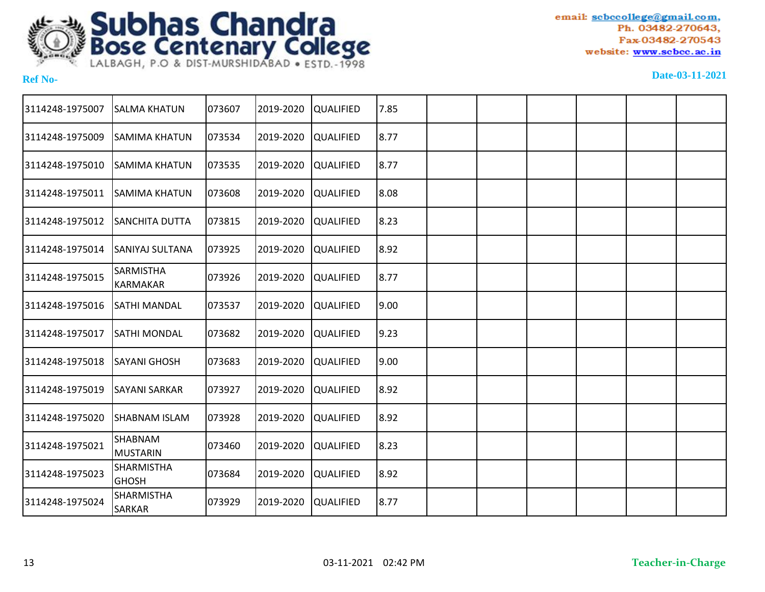# Subhas Chandra Bose Centenary College

LALBAGH, P.O & DIST-MURSHIDABAD • ESTD.-1998

email: scbccollege@gmail.com,
Ph. 03482-270643,
Fax-03482-270543
website: www.scbcc.ac.in

**Ref No-**

**Date-03-11-2021**

| | | | | | | | | | | | |
|---|---|---|---|---|---|---|---|---|---|---|---|
| 3114248-1975007 | SALMA KHATUN | 073607 | 2019-2020 | QUALIFIED | 7.85 | | | | | | |
| 3114248-1975009 | SAMIMA KHATUN | 073534 | 2019-2020 | QUALIFIED | 8.77 | | | | | | |
| 3114248-1975010 | SAMIMA KHATUN | 073535 | 2019-2020 | QUALIFIED | 8.77 | | | | | | |
| 3114248-1975011 | SAMIMA KHATUN | 073608 | 2019-2020 | QUALIFIED | 8.08 | | | | | | |
| 3114248-1975012 | SANCHITA DUTTA | 073815 | 2019-2020 | QUALIFIED | 8.23 | | | | | | |
| 3114248-1975014 | SANIYAJ SULTANA | 073925 | 2019-2020 | QUALIFIED | 8.92 | | | | | | |
| 3114248-1975015 | SARMISTHA KARMAKAR | 073926 | 2019-2020 | QUALIFIED | 8.77 | | | | | | |
| 3114248-1975016 | SATHI MANDAL | 073537 | 2019-2020 | QUALIFIED | 9.00 | | | | | | |
| 3114248-1975017 | SATHI MONDAL | 073682 | 2019-2020 | QUALIFIED | 9.23 | | | | | | |
| 3114248-1975018 | SAYANI GHOSH | 073683 | 2019-2020 | QUALIFIED | 9.00 | | | | | | |
| 3114248-1975019 | SAYANI SARKAR | 073927 | 2019-2020 | QUALIFIED | 8.92 | | | | | | |
| 3114248-1975020 | SHABNAM ISLAM | 073928 | 2019-2020 | QUALIFIED | 8.92 | | | | | | |
| 3114248-1975021 | SHABNAM MUSTARIN | 073460 | 2019-2020 | QUALIFIED | 8.23 | | | | | | |
| 3114248-1975023 | SHARMISTHA GHOSH | 073684 | 2019-2020 | QUALIFIED | 8.92 | | | | | | |
| 3114248-1975024 | SHARMISTHA SARKAR | 073929 | 2019-2020 | QUALIFIED | 8.77 | | | | | | |

03-11-2021 02:42 PM

**Teacher-in-Charge**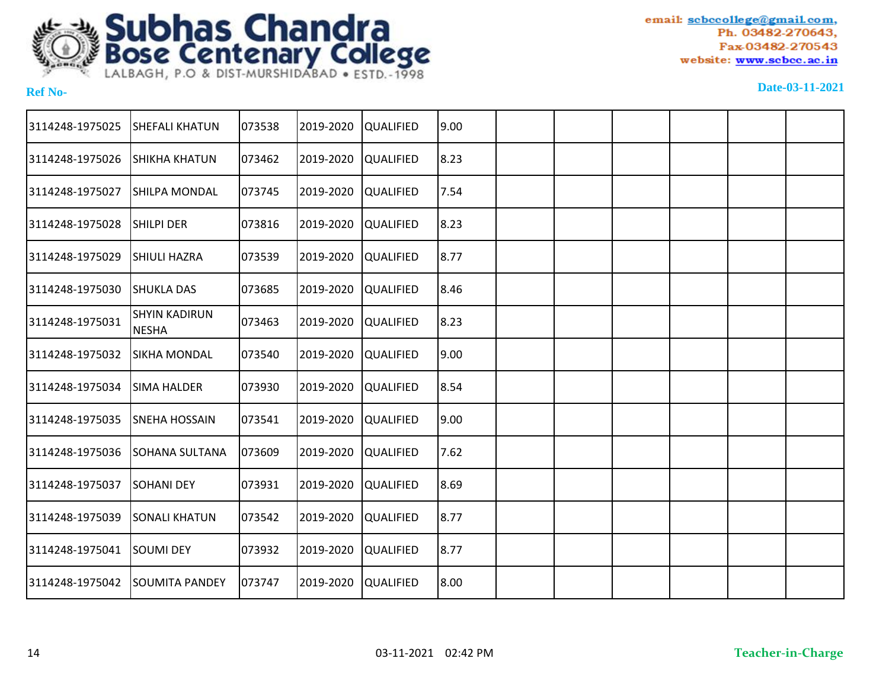# Subhas Chandra Bose Centenary College

LALBAGH, P.O & DIST-MURSHIDABAD • ESTD.-1998

email: scbccollege@gmail.com,
Ph. 03482-270643,
Fax-03482-270543
website: www.scbcc.ac.in

**Ref No-**

**Date-03-11-2021**

| | | | | | | | | | | | |
|---|---|---|---|---|---|---|---|---|---|---|---|
| 3114248-1975025 | SHEFALI KHATUN | 073538 | 2019-2020 | QUALIFIED | 9.00 | | | | | | |
| 3114248-1975026 | SHIKHA KHATUN | 073462 | 2019-2020 | QUALIFIED | 8.23 | | | | | | |
| 3114248-1975027 | SHILPA MONDAL | 073745 | 2019-2020 | QUALIFIED | 7.54 | | | | | | |
| 3114248-1975028 | SHILPI DER | 073816 | 2019-2020 | QUALIFIED | 8.23 | | | | | | |
| 3114248-1975029 | SHIULI HAZRA | 073539 | 2019-2020 | QUALIFIED | 8.77 | | | | | | |
| 3114248-1975030 | SHUKLA DAS | 073685 | 2019-2020 | QUALIFIED | 8.46 | | | | | | |
| 3114248-1975031 | SHYIN KADIRUN NESHA | 073463 | 2019-2020 | QUALIFIED | 8.23 | | | | | | |
| 3114248-1975032 | SIKHA MONDAL | 073540 | 2019-2020 | QUALIFIED | 9.00 | | | | | | |
| 3114248-1975034 | SIMA HALDER | 073930 | 2019-2020 | QUALIFIED | 8.54 | | | | | | |
| 3114248-1975035 | SNEHA HOSSAIN | 073541 | 2019-2020 | QUALIFIED | 9.00 | | | | | | |
| 3114248-1975036 | SOHANA SULTANA | 073609 | 2019-2020 | QUALIFIED | 7.62 | | | | | | |
| 3114248-1975037 | SOHANI DEY | 073931 | 2019-2020 | QUALIFIED | 8.69 | | | | | | |
| 3114248-1975039 | SONALI KHATUN | 073542 | 2019-2020 | QUALIFIED | 8.77 | | | | | | |
| 3114248-1975041 | SOUMI DEY | 073932 | 2019-2020 | QUALIFIED | 8.77 | | | | | | |
| 3114248-1975042 | SOUMITA PANDEY | 073747 | 2019-2020 | QUALIFIED | 8.00 | | | | | | |

03-11-2021 02:42 PM

**Teacher-in-Charge**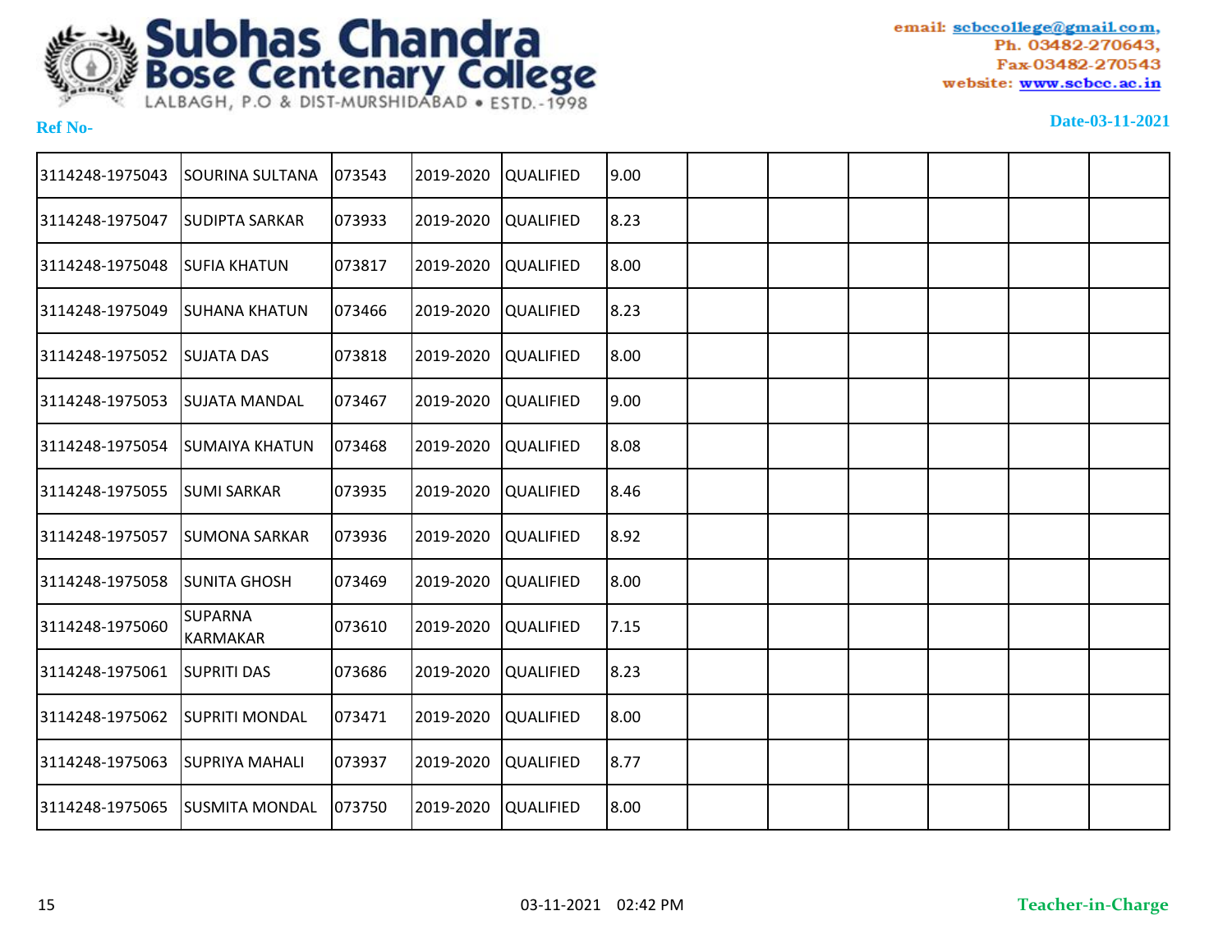**Subhas Chandra Bose Centenary College**
LALBAGH, P.O & DIST-MURSHIDABAD • ESTD.-1998

email: scbccollege@gmail.com,
Ph. 03482-270643,
Fax-03482-270543
website: www.scbcc.ac.in

**Ref No-**

**Date-03-11-2021**

| | | | | | | | | | | | |
|---|---|---|---|---|---|---|---|---|---|---|---|
| 3114248-1975043 | SOURINA SULTANA | 073543 | 2019-2020 | QUALIFIED | 9.00 | | | | | | |
| 3114248-1975047 | SUDIPTA SARKAR | 073933 | 2019-2020 | QUALIFIED | 8.23 | | | | | | |
| 3114248-1975048 | SUFIA KHATUN | 073817 | 2019-2020 | QUALIFIED | 8.00 | | | | | | |
| 3114248-1975049 | SUHANA KHATUN | 073466 | 2019-2020 | QUALIFIED | 8.23 | | | | | | |
| 3114248-1975052 | SUJATA DAS | 073818 | 2019-2020 | QUALIFIED | 8.00 | | | | | | |
| 3114248-1975053 | SUJATA MANDAL | 073467 | 2019-2020 | QUALIFIED | 9.00 | | | | | | |
| 3114248-1975054 | SUMAIYA KHATUN | 073468 | 2019-2020 | QUALIFIED | 8.08 | | | | | | |
| 3114248-1975055 | SUMI SARKAR | 073935 | 2019-2020 | QUALIFIED | 8.46 | | | | | | |
| 3114248-1975057 | SUMONA SARKAR | 073936 | 2019-2020 | QUALIFIED | 8.92 | | | | | | |
| 3114248-1975058 | SUNITA GHOSH | 073469 | 2019-2020 | QUALIFIED | 8.00 | | | | | | |
| 3114248-1975060 | SUPARNA KARMAKAR | 073610 | 2019-2020 | QUALIFIED | 7.15 | | | | | | |
| 3114248-1975061 | SUPRITI DAS | 073686 | 2019-2020 | QUALIFIED | 8.23 | | | | | | |
| 3114248-1975062 | SUPRITI MONDAL | 073471 | 2019-2020 | QUALIFIED | 8.00 | | | | | | |
| 3114248-1975063 | SUPRIYA MAHALI | 073937 | 2019-2020 | QUALIFIED | 8.77 | | | | | | |
| 3114248-1975065 | SUSMITA MONDAL | 073750 | 2019-2020 | QUALIFIED | 8.00 | | | | | | |

03-11-2021 02:42 PM

**Teacher-in-Charge**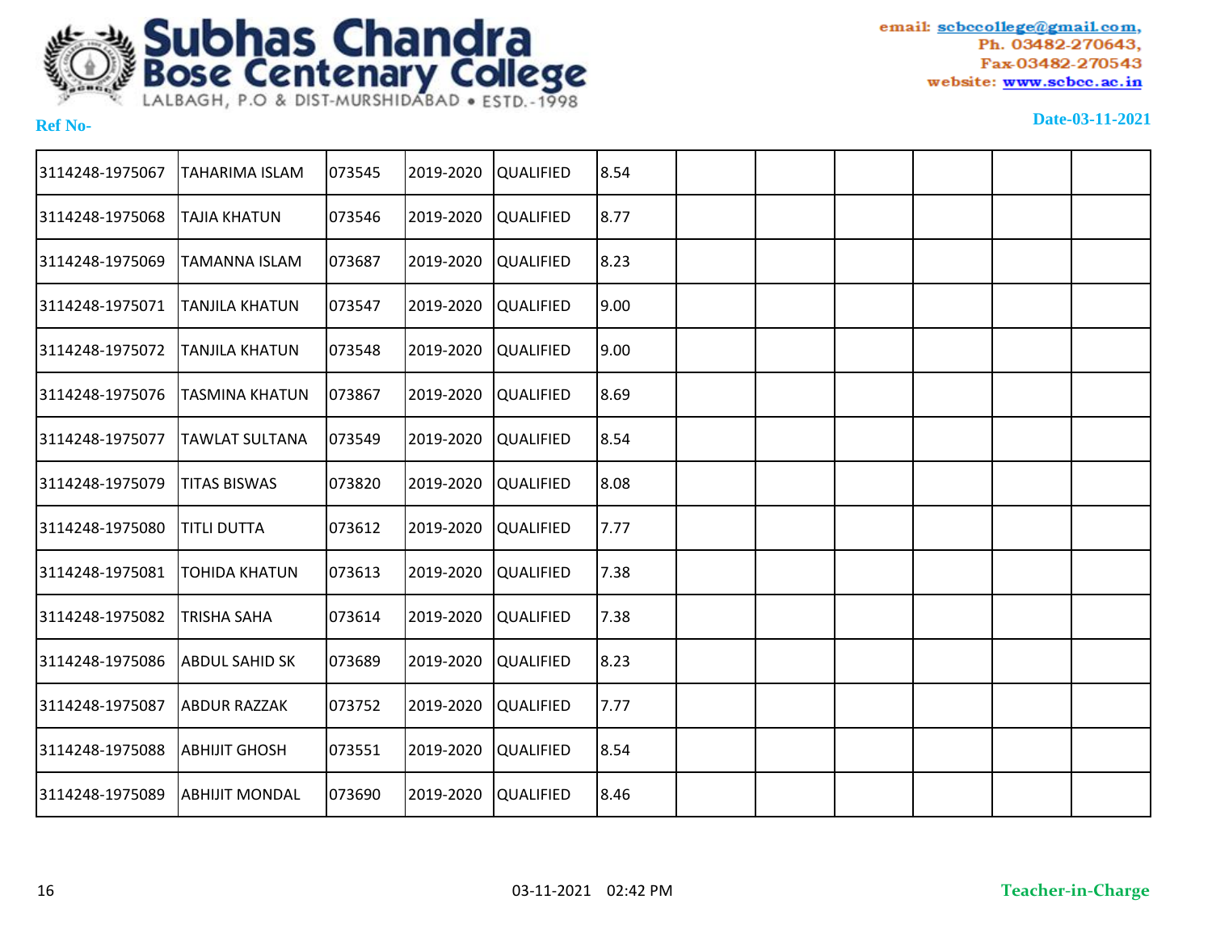# Subhas Chandra Bose Centenary College

LALBAGH, P.O & DIST-MURSHIDABAD • ESTD.-1998

email: scbccollege@gmail.com,
Ph. 03482-270643,
Fax-03482-270543
website: www.scbcc.ac.in

**Ref No-**

**Date-03-11-2021**

| | | | | | | | | | | | |
|---|---|---|---|---|---|---|---|---|---|---|---|
| 3114248-1975067 | TAHARIMA ISLAM | 073545 | 2019-2020 | QUALIFIED | 8.54 | | | | | | |
| 3114248-1975068 | TAJIA KHATUN | 073546 | 2019-2020 | QUALIFIED | 8.77 | | | | | | |
| 3114248-1975069 | TAMANNA ISLAM | 073687 | 2019-2020 | QUALIFIED | 8.23 | | | | | | |
| 3114248-1975071 | TANJILA KHATUN | 073547 | 2019-2020 | QUALIFIED | 9.00 | | | | | | |
| 3114248-1975072 | TANJILA KHATUN | 073548 | 2019-2020 | QUALIFIED | 9.00 | | | | | | |
| 3114248-1975076 | TASMINA KHATUN | 073867 | 2019-2020 | QUALIFIED | 8.69 | | | | | | |
| 3114248-1975077 | TAWLAT SULTANA | 073549 | 2019-2020 | QUALIFIED | 8.54 | | | | | | |
| 3114248-1975079 | TITAS BISWAS | 073820 | 2019-2020 | QUALIFIED | 8.08 | | | | | | |
| 3114248-1975080 | TITLI DUTTA | 073612 | 2019-2020 | QUALIFIED | 7.77 | | | | | | |
| 3114248-1975081 | TOHIDA KHATUN | 073613 | 2019-2020 | QUALIFIED | 7.38 | | | | | | |
| 3114248-1975082 | TRISHA SAHA | 073614 | 2019-2020 | QUALIFIED | 7.38 | | | | | | |
| 3114248-1975086 | ABDUL SAHID SK | 073689 | 2019-2020 | QUALIFIED | 8.23 | | | | | | |
| 3114248-1975087 | ABDUR RAZZAK | 073752 | 2019-2020 | QUALIFIED | 7.77 | | | | | | |
| 3114248-1975088 | ABHIJIT GHOSH | 073551 | 2019-2020 | QUALIFIED | 8.54 | | | | | | |
| 3114248-1975089 | ABHIJIT MONDAL | 073690 | 2019-2020 | QUALIFIED | 8.46 | | | | | | |

03-11-2021 02:42 PM

**Teacher-in-Charge**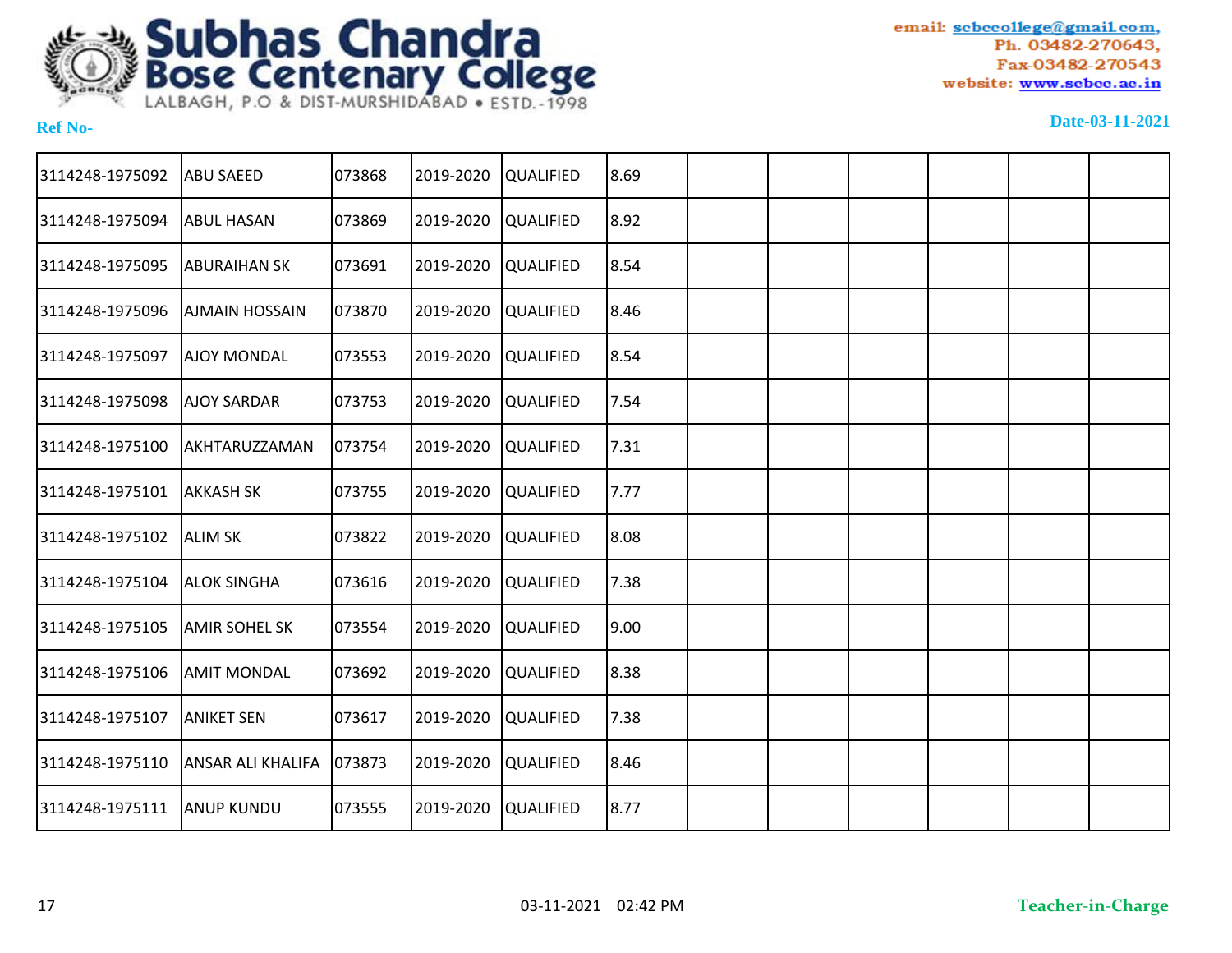# Subhas Chandra Bose Centenary College

LALBAGH, P.O & DIST-MURSHIDABAD • ESTD.-1998

email: scbccollege@gmail.com,
Ph. 03482-270643,
Fax-03482-270543
website: www.scbcc.ac.in

**Ref No-**

**Date-03-11-2021**

| | | | | | | | | | | | |
|---|---|---|---|---|---|---|---|---|---|---|---|
| 3114248-1975092 | ABU SAEED | 073868 | 2019-2020 | QUALIFIED | 8.69 | | | | | | |
| 3114248-1975094 | ABUL HASAN | 073869 | 2019-2020 | QUALIFIED | 8.92 | | | | | | |
| 3114248-1975095 | ABURAIHAN SK | 073691 | 2019-2020 | QUALIFIED | 8.54 | | | | | | |
| 3114248-1975096 | AJMAIN HOSSAIN | 073870 | 2019-2020 | QUALIFIED | 8.46 | | | | | | |
| 3114248-1975097 | AJOY MONDAL | 073553 | 2019-2020 | QUALIFIED | 8.54 | | | | | | |
| 3114248-1975098 | AJOY SARDAR | 073753 | 2019-2020 | QUALIFIED | 7.54 | | | | | | |
| 3114248-1975100 | AKHTARUZZAMAN | 073754 | 2019-2020 | QUALIFIED | 7.31 | | | | | | |
| 3114248-1975101 | AKKASH SK | 073755 | 2019-2020 | QUALIFIED | 7.77 | | | | | | |
| 3114248-1975102 | ALIM SK | 073822 | 2019-2020 | QUALIFIED | 8.08 | | | | | | |
| 3114248-1975104 | ALOK SINGHA | 073616 | 2019-2020 | QUALIFIED | 7.38 | | | | | | |
| 3114248-1975105 | AMIR SOHEL SK | 073554 | 2019-2020 | QUALIFIED | 9.00 | | | | | | |
| 3114248-1975106 | AMIT MONDAL | 073692 | 2019-2020 | QUALIFIED | 8.38 | | | | | | |
| 3114248-1975107 | ANIKET SEN | 073617 | 2019-2020 | QUALIFIED | 7.38 | | | | | | |
| 3114248-1975110 | ANSAR ALI KHALIFA | 073873 | 2019-2020 | QUALIFIED | 8.46 | | | | | | |
| 3114248-1975111 | ANUP KUNDU | 073555 | 2019-2020 | QUALIFIED | 8.77 | | | | | | |

03-11-2021 02:42 PM

**Teacher-in-Charge**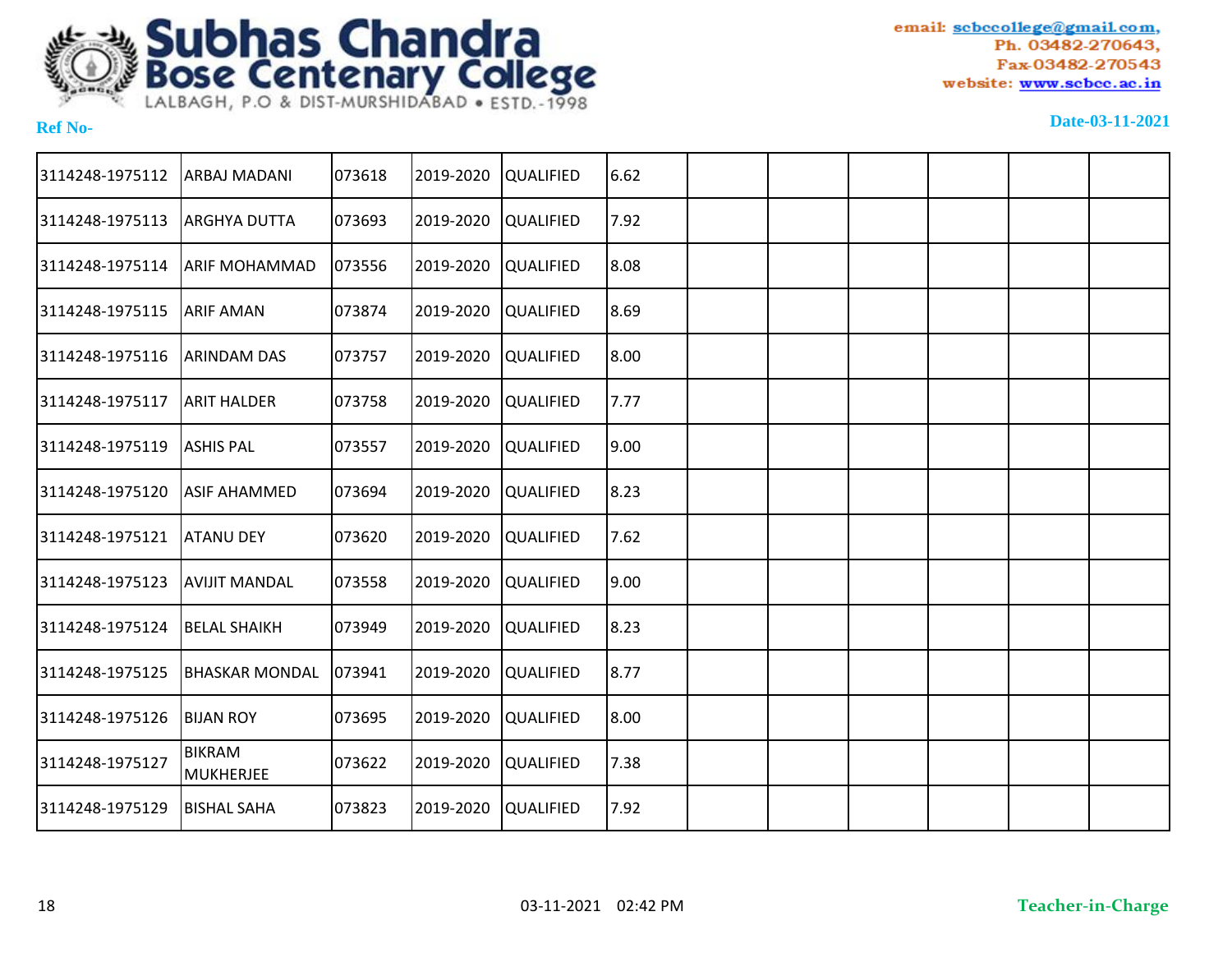# Subhas Chandra Bose Centenary College

LALBAGH, P.O & DIST-MURSHIDABAD • ESTD.-1998

email: scbccollege@gmail.com,
Ph. 03482-270643,
Fax-03482-270543
website: www.scbcc.ac.in

**Ref No-**

**Date-03-11-2021**

| | | | | | | | | | | | |
|---|---|---|---|---|---|---|---|---|---|---|---|
| 3114248-1975112 | ARBAJ MADANI | 073618 | 2019-2020 | QUALIFIED | 6.62 | | | | | | |
| 3114248-1975113 | ARGHYA DUTTA | 073693 | 2019-2020 | QUALIFIED | 7.92 | | | | | | |
| 3114248-1975114 | ARIF MOHAMMAD | 073556 | 2019-2020 | QUALIFIED | 8.08 | | | | | | |
| 3114248-1975115 | ARIF AMAN | 073874 | 2019-2020 | QUALIFIED | 8.69 | | | | | | |
| 3114248-1975116 | ARINDAM DAS | 073757 | 2019-2020 | QUALIFIED | 8.00 | | | | | | |
| 3114248-1975117 | ARIT HALDER | 073758 | 2019-2020 | QUALIFIED | 7.77 | | | | | | |
| 3114248-1975119 | ASHIS PAL | 073557 | 2019-2020 | QUALIFIED | 9.00 | | | | | | |
| 3114248-1975120 | ASIF AHAMMED | 073694 | 2019-2020 | QUALIFIED | 8.23 | | | | | | |
| 3114248-1975121 | ATANU DEY | 073620 | 2019-2020 | QUALIFIED | 7.62 | | | | | | |
| 3114248-1975123 | AVIJIT MANDAL | 073558 | 2019-2020 | QUALIFIED | 9.00 | | | | | | |
| 3114248-1975124 | BELAL SHAIKH | 073949 | 2019-2020 | QUALIFIED | 8.23 | | | | | | |
| 3114248-1975125 | BHASKAR MONDAL | 073941 | 2019-2020 | QUALIFIED | 8.77 | | | | | | |
| 3114248-1975126 | BIJAN ROY | 073695 | 2019-2020 | QUALIFIED | 8.00 | | | | | | |
| 3114248-1975127 | BIKRAM MUKHERJEE | 073622 | 2019-2020 | QUALIFIED | 7.38 | | | | | | |
| 3114248-1975129 | BISHAL SAHA | 073823 | 2019-2020 | QUALIFIED | 7.92 | | | | | | |

03-11-2021 02:42 PM

**Teacher-in-Charge**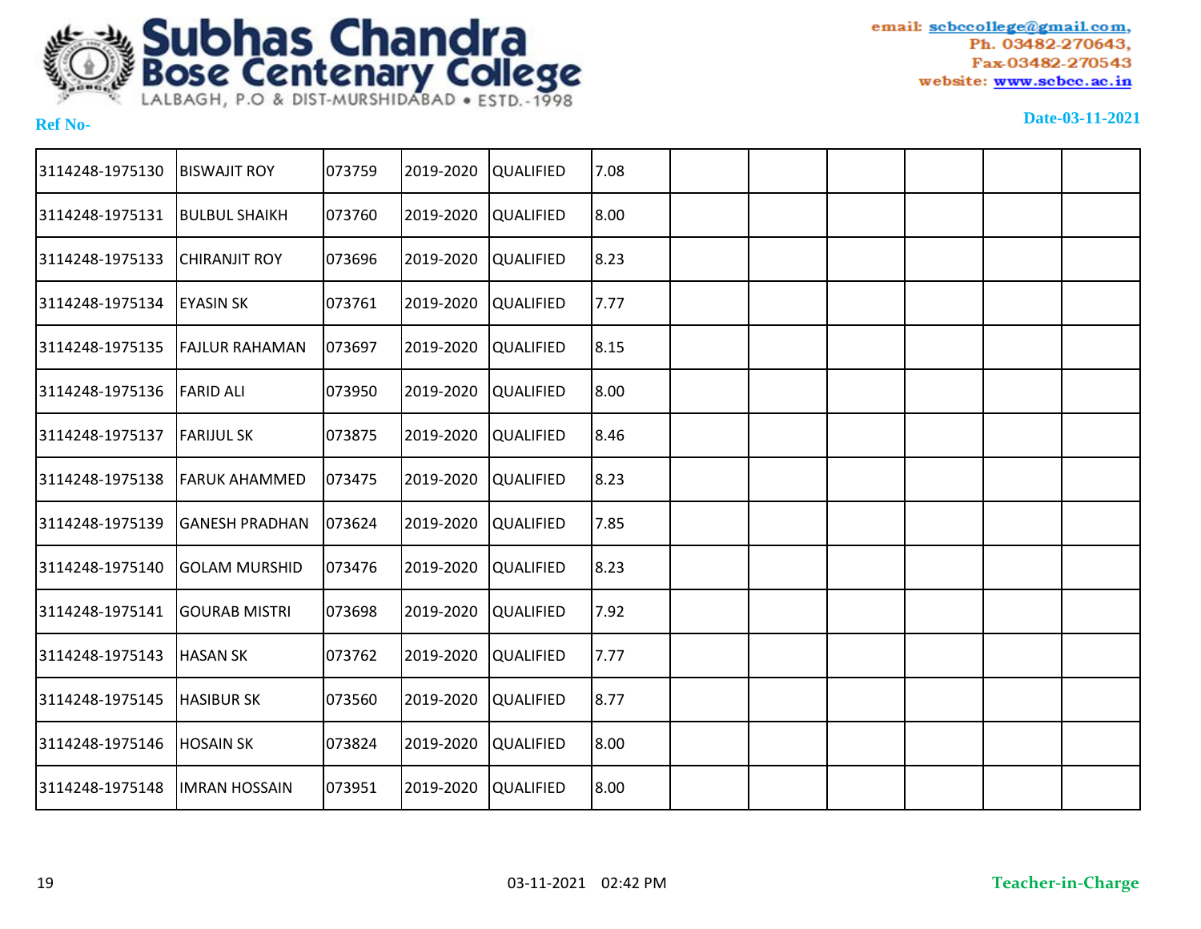**Subhas Chandra Bose Centenary College**
LALBAGH, P.O & DIST-MURSHIDABAD • ESTD.-1998

email: scbccollege@gmail.com,
Ph. 03482-270643,
Fax-03482-270543
website: www.scbcc.ac.in

Ref No-

Date-03-11-2021

| | | | | | | | | | | | |
|---|---|---|---|---|---|---|---|---|---|---|---|
| 3114248-1975130 | BISWAJIT ROY | 073759 | 2019-2020 | QUALIFIED | 7.08 | | | | | | |
| 3114248-1975131 | BULBUL SHAIKH | 073760 | 2019-2020 | QUALIFIED | 8.00 | | | | | | |
| 3114248-1975133 | CHIRANJIT ROY | 073696 | 2019-2020 | QUALIFIED | 8.23 | | | | | | |
| 3114248-1975134 | EYASIN SK | 073761 | 2019-2020 | QUALIFIED | 7.77 | | | | | | |
| 3114248-1975135 | FAJLUR RAHAMAN | 073697 | 2019-2020 | QUALIFIED | 8.15 | | | | | | |
| 3114248-1975136 | FARID ALI | 073950 | 2019-2020 | QUALIFIED | 8.00 | | | | | | |
| 3114248-1975137 | FARIJUL SK | 073875 | 2019-2020 | QUALIFIED | 8.46 | | | | | | |
| 3114248-1975138 | FARUK AHAMMED | 073475 | 2019-2020 | QUALIFIED | 8.23 | | | | | | |
| 3114248-1975139 | GANESH PRADHAN | 073624 | 2019-2020 | QUALIFIED | 7.85 | | | | | | |
| 3114248-1975140 | GOLAM MURSHID | 073476 | 2019-2020 | QUALIFIED | 8.23 | | | | | | |
| 3114248-1975141 | GOURAB MISTRI | 073698 | 2019-2020 | QUALIFIED | 7.92 | | | | | | |
| 3114248-1975143 | HASAN SK | 073762 | 2019-2020 | QUALIFIED | 7.77 | | | | | | |
| 3114248-1975145 | HASIBUR SK | 073560 | 2019-2020 | QUALIFIED | 8.77 | | | | | | |
| 3114248-1975146 | HOSAIN SK | 073824 | 2019-2020 | QUALIFIED | 8.00 | | | | | | |
| 3114248-1975148 | IMRAN HOSSAIN | 073951 | 2019-2020 | QUALIFIED | 8.00 | | | | | | |

03-11-2021 02:42 PM

**Teacher-in-Charge**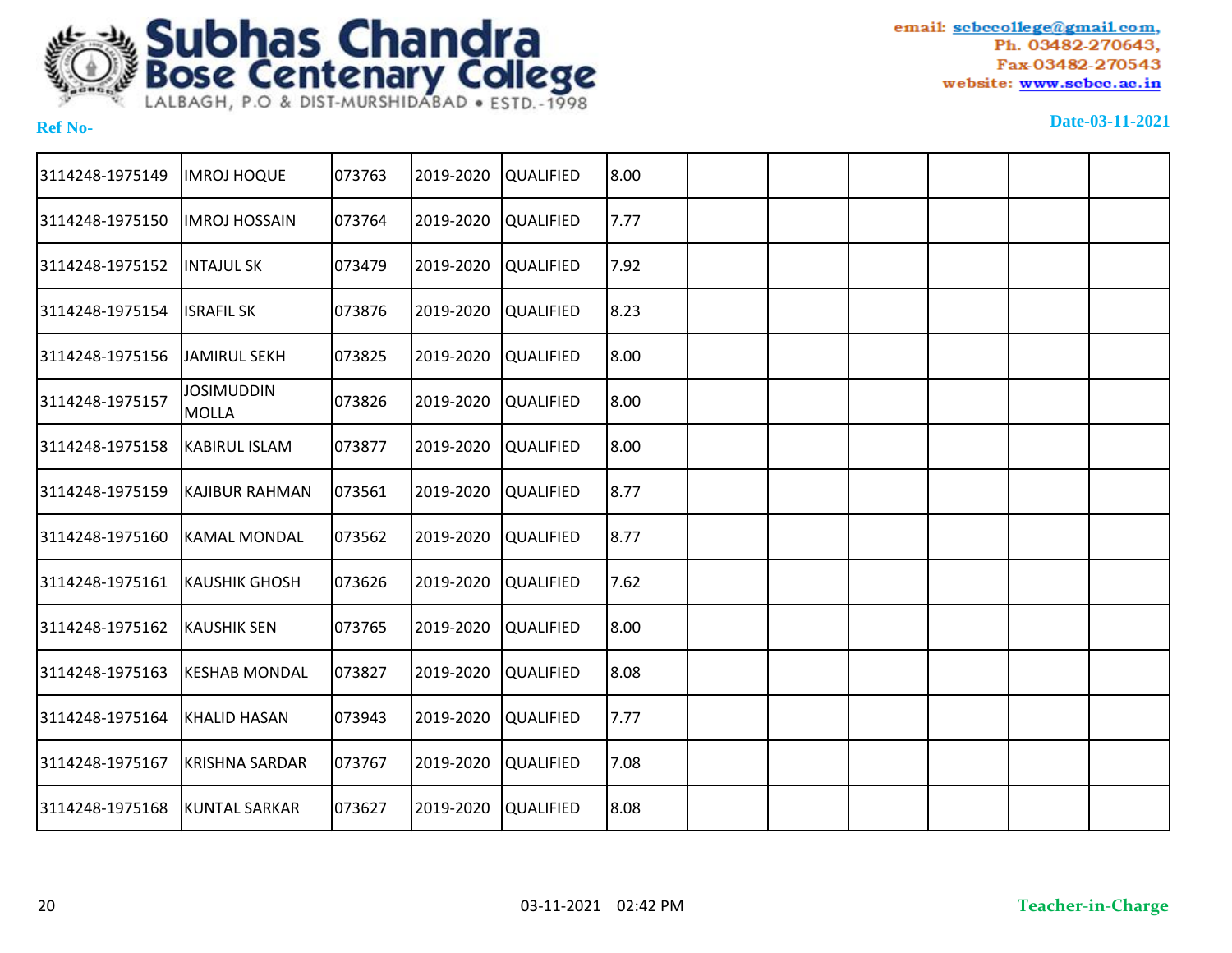# Subhas Chandra Bose Centenary College

LALBAGH, P.O & DIST-MURSHIDABAD • ESTD.-1998

email: scbccollege@gmail.com,
Ph. 03482-270643,
Fax-03482-270543
website: www.scbcc.ac.in

Ref No-

Date-03-11-2021

| | | | | | | | | | | | |
|---|---|---|---|---|---|---|---|---|---|---|---|
| 3114248-1975149 | IMROJ HOQUE | 073763 | 2019-2020 | QUALIFIED | 8.00 | | | | | | |
| 3114248-1975150 | IMROJ HOSSAIN | 073764 | 2019-2020 | QUALIFIED | 7.77 | | | | | | |
| 3114248-1975152 | INTAJUL SK | 073479 | 2019-2020 | QUALIFIED | 7.92 | | | | | | |
| 3114248-1975154 | ISRAFIL SK | 073876 | 2019-2020 | QUALIFIED | 8.23 | | | | | | |
| 3114248-1975156 | JAMIRUL SEKH | 073825 | 2019-2020 | QUALIFIED | 8.00 | | | | | | |
| 3114248-1975157 | JOSIMUDDIN MOLLA | 073826 | 2019-2020 | QUALIFIED | 8.00 | | | | | | |
| 3114248-1975158 | KABIRUL ISLAM | 073877 | 2019-2020 | QUALIFIED | 8.00 | | | | | | |
| 3114248-1975159 | KAJIBUR RAHMAN | 073561 | 2019-2020 | QUALIFIED | 8.77 | | | | | | |
| 3114248-1975160 | KAMAL MONDAL | 073562 | 2019-2020 | QUALIFIED | 8.77 | | | | | | |
| 3114248-1975161 | KAUSHIK GHOSH | 073626 | 2019-2020 | QUALIFIED | 7.62 | | | | | | |
| 3114248-1975162 | KAUSHIK SEN | 073765 | 2019-2020 | QUALIFIED | 8.00 | | | | | | |
| 3114248-1975163 | KESHAB MONDAL | 073827 | 2019-2020 | QUALIFIED | 8.08 | | | | | | |
| 3114248-1975164 | KHALID HASAN | 073943 | 2019-2020 | QUALIFIED | 7.77 | | | | | | |
| 3114248-1975167 | KRISHNA SARDAR | 073767 | 2019-2020 | QUALIFIED | 7.08 | | | | | | |
| 3114248-1975168 | KUNTAL SARKAR | 073627 | 2019-2020 | QUALIFIED | 8.08 | | | | | | |

03-11-2021 02:42 PM

Teacher-in-Charge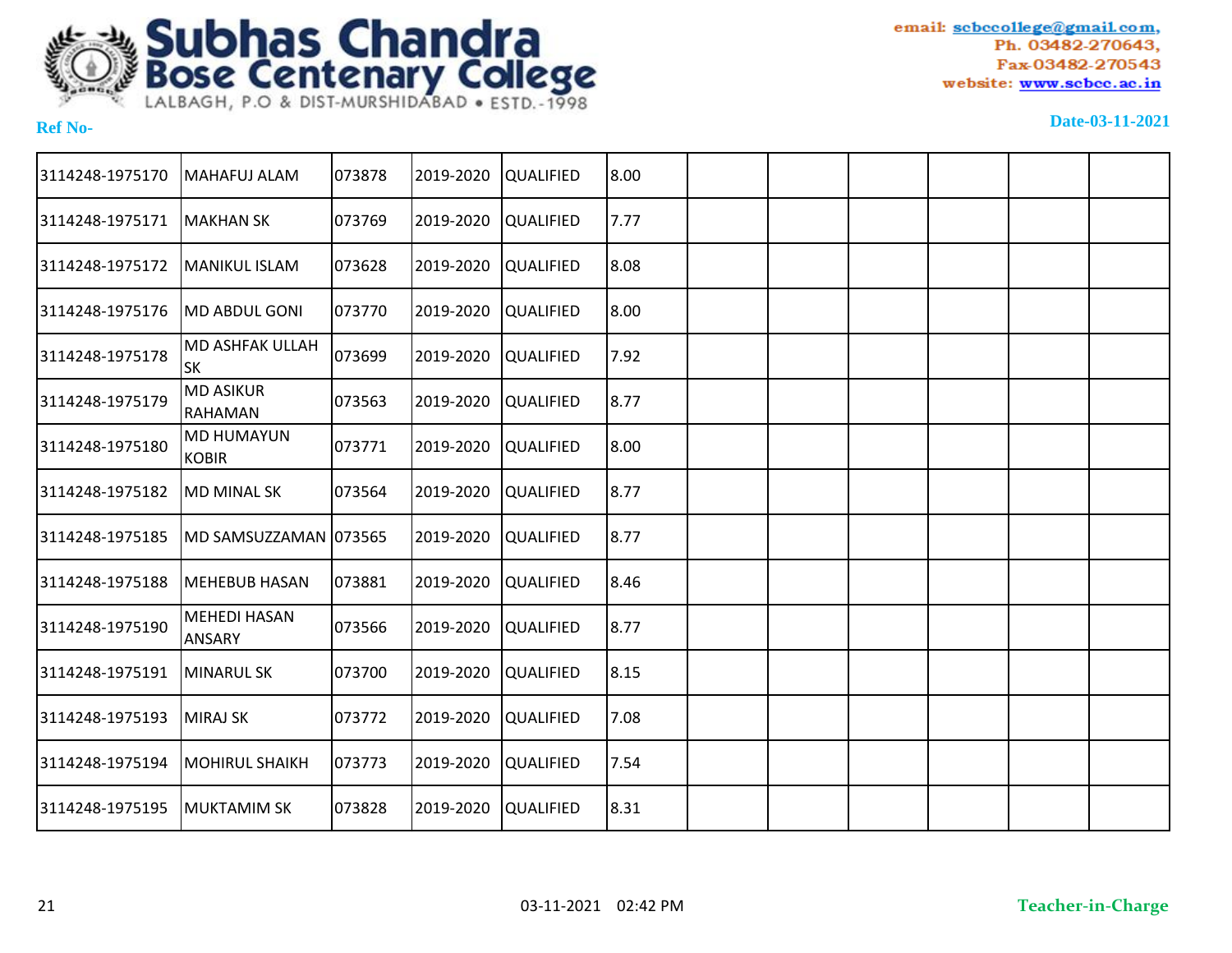# Subhas Chandra Bose Centenary College

LALBAGH, P.O & DIST-MURSHIDABAD • ESTD.-1998

email: scbccollege@gmail.com,
Ph. 03482-270643,
Fax-03482-270543
website: www.scbcc.ac.in

Ref No-

Date-03-11-2021

| | | | | | | | | | | | |
|---|---|---|---|---|---|---|---|---|---|---|---|
| 3114248-1975170 | MAHAFUJ ALAM | 073878 | 2019-2020 | QUALIFIED | 8.00 | | | | | | |
| 3114248-1975171 | MAKHAN SK | 073769 | 2019-2020 | QUALIFIED | 7.77 | | | | | | |
| 3114248-1975172 | MANIKUL ISLAM | 073628 | 2019-2020 | QUALIFIED | 8.08 | | | | | | |
| 3114248-1975176 | MD ABDUL GONI | 073770 | 2019-2020 | QUALIFIED | 8.00 | | | | | | |
| 3114248-1975178 | MD ASHFAK ULLAH SK | 073699 | 2019-2020 | QUALIFIED | 7.92 | | | | | | |
| 3114248-1975179 | MD ASIKUR RAHAMAN | 073563 | 2019-2020 | QUALIFIED | 8.77 | | | | | | |
| 3114248-1975180 | MD HUMAYUN KOBIR | 073771 | 2019-2020 | QUALIFIED | 8.00 | | | | | | |
| 3114248-1975182 | MD MINAL SK | 073564 | 2019-2020 | QUALIFIED | 8.77 | | | | | | |
| 3114248-1975185 | MD SAMSUZZAMAN | 073565 | 2019-2020 | QUALIFIED | 8.77 | | | | | | |
| 3114248-1975188 | MEHEBUB HASAN | 073881 | 2019-2020 | QUALIFIED | 8.46 | | | | | | |
| 3114248-1975190 | MEHEDI HASAN ANSARY | 073566 | 2019-2020 | QUALIFIED | 8.77 | | | | | | |
| 3114248-1975191 | MINARUL SK | 073700 | 2019-2020 | QUALIFIED | 8.15 | | | | | | |
| 3114248-1975193 | MIRAJ SK | 073772 | 2019-2020 | QUALIFIED | 7.08 | | | | | | |
| 3114248-1975194 | MOHIRUL SHAIKH | 073773 | 2019-2020 | QUALIFIED | 7.54 | | | | | | |
| 3114248-1975195 | MUKTAMIM SK | 073828 | 2019-2020 | QUALIFIED | 8.31 | | | | | | |

03-11-2021 02:42 PM

Teacher-in-Charge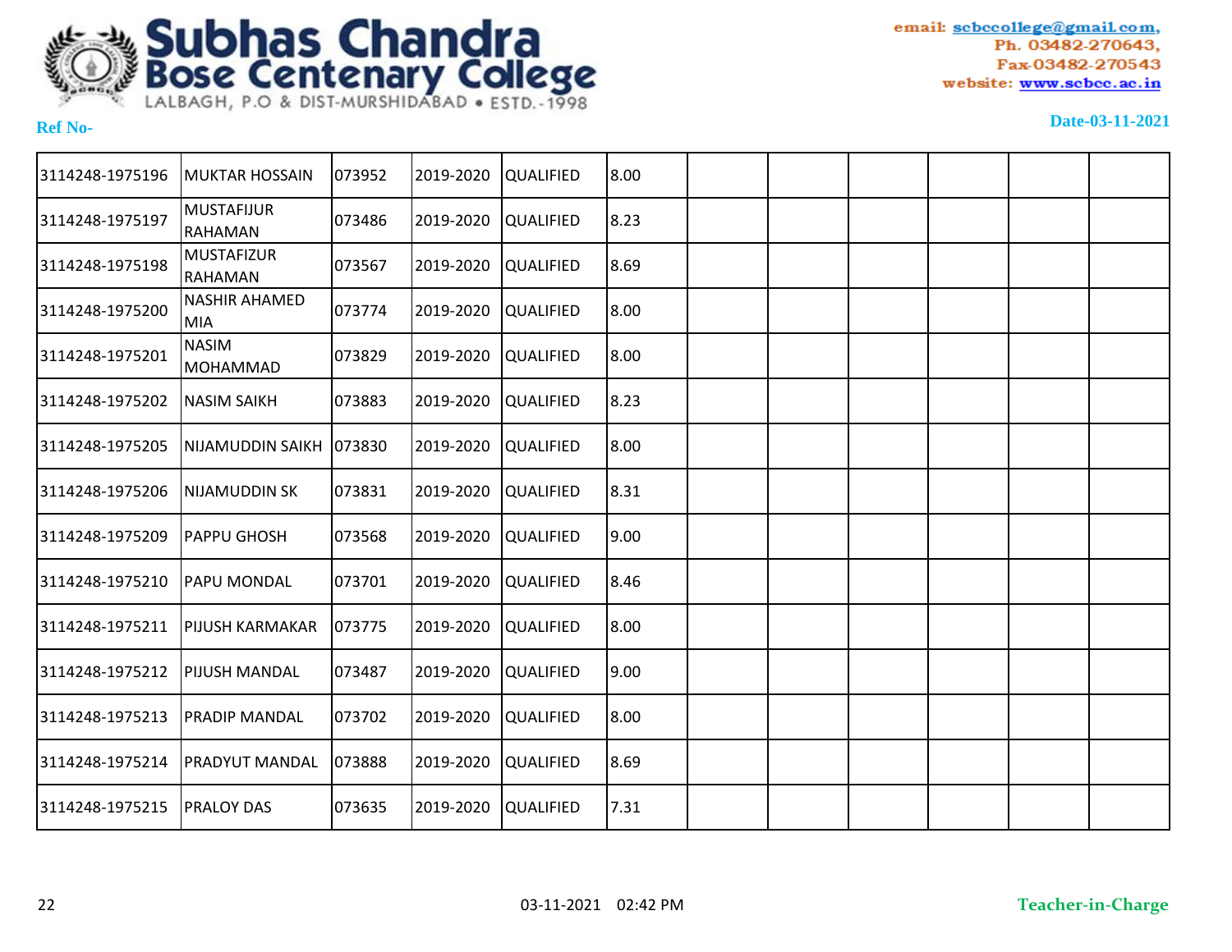# Subhas Chandra Bose Centenary College

LALBAGH, P.O & DIST-MURSHIDABAD • ESTD.-1998

email: scbccollege@gmail.com,
Ph. 03482-270643,
Fax-03482-270543
website: www.scbcc.ac.in

**Ref No-** **Date-03-11-2021**

| | | | | | | | | | | | |
|---|---|---|---|---|---|---|---|---|---|---|---|
| 3114248-1975196 | MUKTAR HOSSAIN | 073952 | 2019-2020 | QUALIFIED | 8.00 | | | | | | |
| 3114248-1975197 | MUSTAFIJUR RAHAMAN | 073486 | 2019-2020 | QUALIFIED | 8.23 | | | | | | |
| 3114248-1975198 | MUSTAFIZUR RAHAMAN | 073567 | 2019-2020 | QUALIFIED | 8.69 | | | | | | |
| 3114248-1975200 | NASHIR AHAMED MIA | 073774 | 2019-2020 | QUALIFIED | 8.00 | | | | | | |
| 3114248-1975201 | NASIM MOHAMMAD | 073829 | 2019-2020 | QUALIFIED | 8.00 | | | | | | |
| 3114248-1975202 | NASIM SAIKH | 073883 | 2019-2020 | QUALIFIED | 8.23 | | | | | | |
| 3114248-1975205 | NIJAMUDDIN SAIKH | 073830 | 2019-2020 | QUALIFIED | 8.00 | | | | | | |
| 3114248-1975206 | NIJAMUDDIN SK | 073831 | 2019-2020 | QUALIFIED | 8.31 | | | | | | |
| 3114248-1975209 | PAPPU GHOSH | 073568 | 2019-2020 | QUALIFIED | 9.00 | | | | | | |
| 3114248-1975210 | PAPU MONDAL | 073701 | 2019-2020 | QUALIFIED | 8.46 | | | | | | |
| 3114248-1975211 | PIJUSH KARMAKAR | 073775 | 2019-2020 | QUALIFIED | 8.00 | | | | | | |
| 3114248-1975212 | PIJUSH MANDAL | 073487 | 2019-2020 | QUALIFIED | 9.00 | | | | | | |
| 3114248-1975213 | PRADIP MANDAL | 073702 | 2019-2020 | QUALIFIED | 8.00 | | | | | | |
| 3114248-1975214 | PRADYUT MANDAL | 073888 | 2019-2020 | QUALIFIED | 8.69 | | | | | | |
| 3114248-1975215 | PRALOY DAS | 073635 | 2019-2020 | QUALIFIED | 7.31 | | | | | | |

03-11-2021 02:42 PM

**Teacher-in-Charge**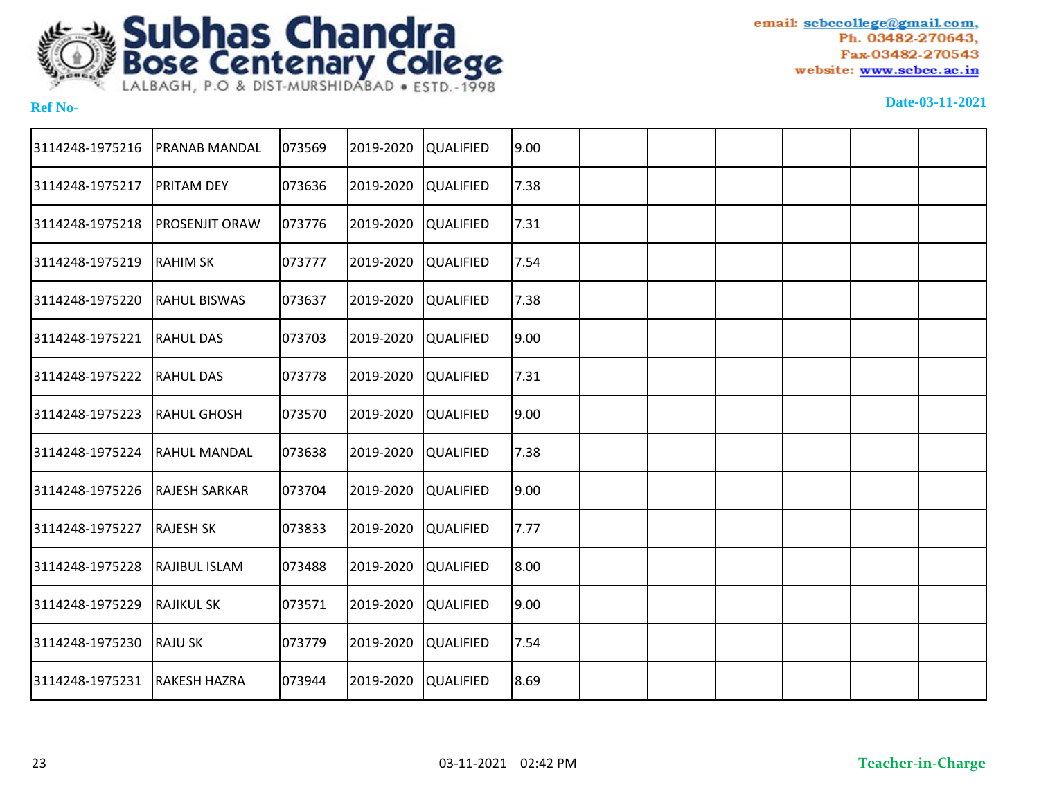Subhas Chandra Bose Centenary College

LALBAGH, P.O & DIST-MURSHIDABAD • ESTD.-1998

email: scbccollege@gmail.com,
Ph. 03482-270643,
Fax-03482-270543
website: www.scbcc.ac.in

Ref No-

Date-03-11-2021

| | | | | | | | | | | | |
|---|---|---|---|---|---|---|---|---|---|---|---|
| 3114248-1975216 | PRANAB MANDAL | 073569 | 2019-2020 | QUALIFIED | 9.00 | | | | | | |
| 3114248-1975217 | PRITAM DEY | 073636 | 2019-2020 | QUALIFIED | 7.38 | | | | | | |
| 3114248-1975218 | PROSENJIT ORAW | 073776 | 2019-2020 | QUALIFIED | 7.31 | | | | | | |
| 3114248-1975219 | RAHIM SK | 073777 | 2019-2020 | QUALIFIED | 7.54 | | | | | | |
| 3114248-1975220 | RAHUL BISWAS | 073637 | 2019-2020 | QUALIFIED | 7.38 | | | | | | |
| 3114248-1975221 | RAHUL DAS | 073703 | 2019-2020 | QUALIFIED | 9.00 | | | | | | |
| 3114248-1975222 | RAHUL DAS | 073778 | 2019-2020 | QUALIFIED | 7.31 | | | | | | |
| 3114248-1975223 | RAHUL GHOSH | 073570 | 2019-2020 | QUALIFIED | 9.00 | | | | | | |
| 3114248-1975224 | RAHUL MANDAL | 073638 | 2019-2020 | QUALIFIED | 7.38 | | | | | | |
| 3114248-1975226 | RAJESH SARKAR | 073704 | 2019-2020 | QUALIFIED | 9.00 | | | | | | |
| 3114248-1975227 | RAJESH SK | 073833 | 2019-2020 | QUALIFIED | 7.77 | | | | | | |
| 3114248-1975228 | RAJIBUL ISLAM | 073488 | 2019-2020 | QUALIFIED | 8.00 | | | | | | |
| 3114248-1975229 | RAJIKUL SK | 073571 | 2019-2020 | QUALIFIED | 9.00 | | | | | | |
| 3114248-1975230 | RAJU SK | 073779 | 2019-2020 | QUALIFIED | 7.54 | | | | | | |
| 3114248-1975231 | RAKESH HAZRA | 073944 | 2019-2020 | QUALIFIED | 8.69 | | | | | | |

03-11-2021 02:42 PM

Teacher-in-Charge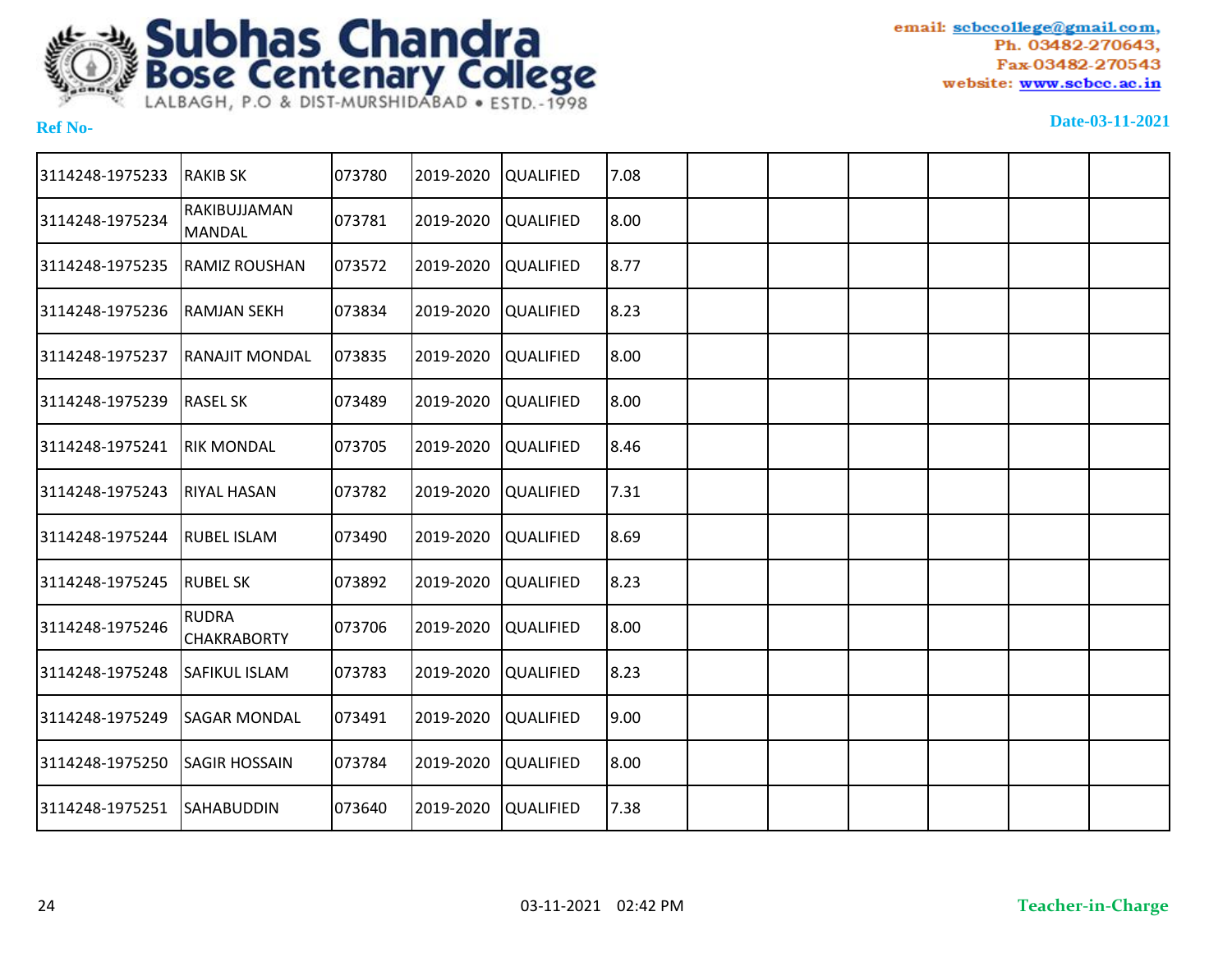**Subhas Chandra Bose Centenary College**
LALBAGH, P.O & DIST-MURSHIDABAD • ESTD.-1998

email: scbccollege@gmail.com,
Ph. 03482-270643,
Fax-03482-270543
website: www.scbcc.ac.in

Ref No-

Date-03-11-2021

| | | | | | | | | | | | |
|---|---|---|---|---|---|---|---|---|---|---|---|
| 3114248-1975233 | RAKIB SK | 073780 | 2019-2020 | QUALIFIED | 7.08 | | | | | | |
| 3114248-1975234 | RAKIBUJJAMAN MANDAL | 073781 | 2019-2020 | QUALIFIED | 8.00 | | | | | | |
| 3114248-1975235 | RAMIZ ROUSHAN | 073572 | 2019-2020 | QUALIFIED | 8.77 | | | | | | |
| 3114248-1975236 | RAMJAN SEKH | 073834 | 2019-2020 | QUALIFIED | 8.23 | | | | | | |
| 3114248-1975237 | RANAJIT MONDAL | 073835 | 2019-2020 | QUALIFIED | 8.00 | | | | | | |
| 3114248-1975239 | RASEL SK | 073489 | 2019-2020 | QUALIFIED | 8.00 | | | | | | |
| 3114248-1975241 | RIK MONDAL | 073705 | 2019-2020 | QUALIFIED | 8.46 | | | | | | |
| 3114248-1975243 | RIYAL HASAN | 073782 | 2019-2020 | QUALIFIED | 7.31 | | | | | | |
| 3114248-1975244 | RUBEL ISLAM | 073490 | 2019-2020 | QUALIFIED | 8.69 | | | | | | |
| 3114248-1975245 | RUBEL SK | 073892 | 2019-2020 | QUALIFIED | 8.23 | | | | | | |
| 3114248-1975246 | RUDRA CHAKRABORTY | 073706 | 2019-2020 | QUALIFIED | 8.00 | | | | | | |
| 3114248-1975248 | SAFIKUL ISLAM | 073783 | 2019-2020 | QUALIFIED | 8.23 | | | | | | |
| 3114248-1975249 | SAGAR MONDAL | 073491 | 2019-2020 | QUALIFIED | 9.00 | | | | | | |
| 3114248-1975250 | SAGIR HOSSAIN | 073784 | 2019-2020 | QUALIFIED | 8.00 | | | | | | |
| 3114248-1975251 | SAHABUDDIN | 073640 | 2019-2020 | QUALIFIED | 7.38 | | | | | | |

03-11-2021 02:42 PM

**Teacher-in-Charge**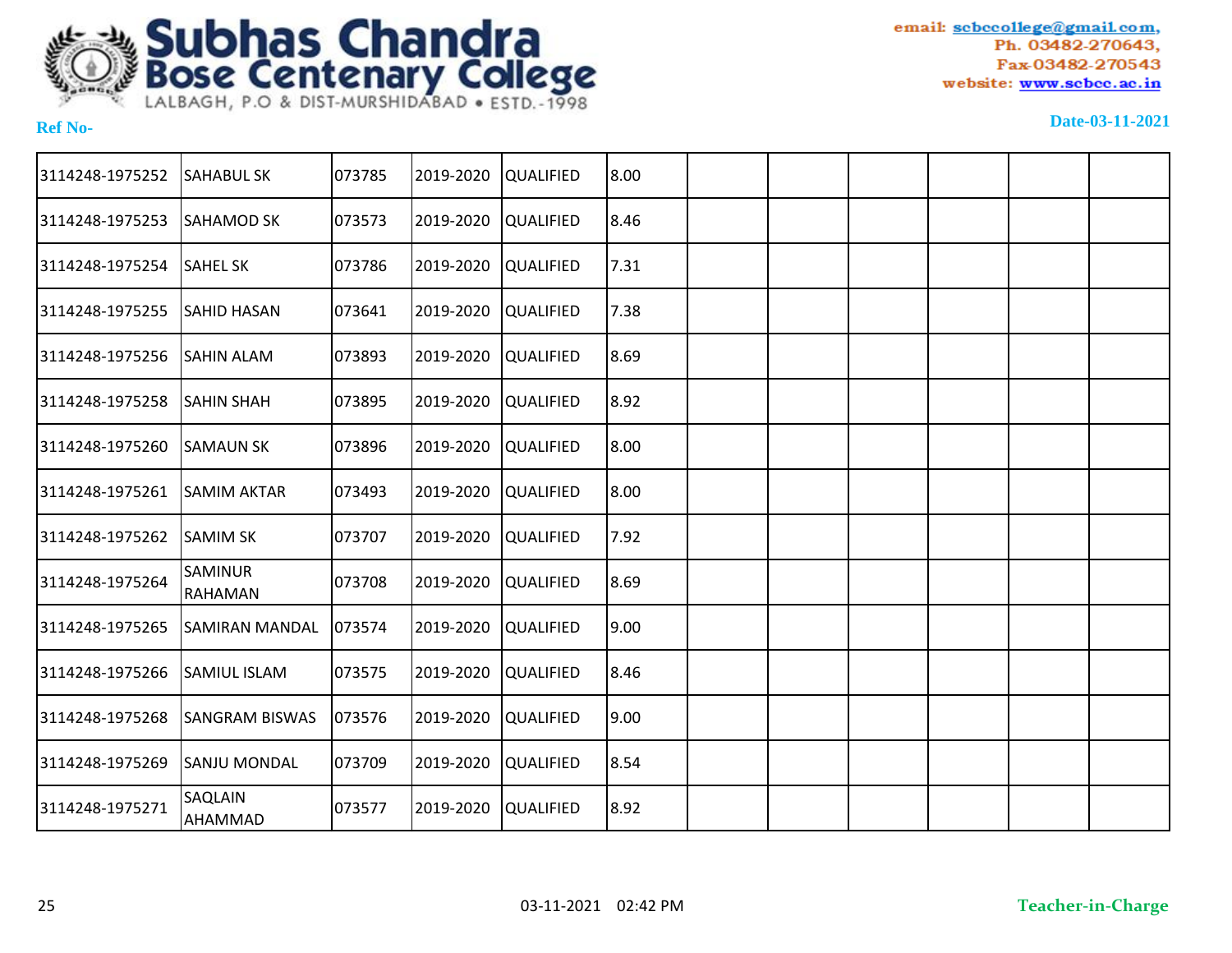# Subhas Chandra Bose Centenary College

LALBAGH, P.O & DIST-MURSHIDABAD • ESTD.-1998

email: scbccollege@gmail.com,
Ph. 03482-270643,
Fax-03482-270543
website: www.scbcc.ac.in

**Ref No-**

**Date-03-11-2021**

| | | | | | | | | | | | |
|---|---|---|---|---|---|---|---|---|---|---|---|
| 3114248-1975252 | SAHABUL SK | 073785 | 2019-2020 | QUALIFIED | 8.00 | | | | | | |
| 3114248-1975253 | SAHAMOD SK | 073573 | 2019-2020 | QUALIFIED | 8.46 | | | | | | |
| 3114248-1975254 | SAHEL SK | 073786 | 2019-2020 | QUALIFIED | 7.31 | | | | | | |
| 3114248-1975255 | SAHID HASAN | 073641 | 2019-2020 | QUALIFIED | 7.38 | | | | | | |
| 3114248-1975256 | SAHIN ALAM | 073893 | 2019-2020 | QUALIFIED | 8.69 | | | | | | |
| 3114248-1975258 | SAHIN SHAH | 073895 | 2019-2020 | QUALIFIED | 8.92 | | | | | | |
| 3114248-1975260 | SAMAUN SK | 073896 | 2019-2020 | QUALIFIED | 8.00 | | | | | | |
| 3114248-1975261 | SAMIM AKTAR | 073493 | 2019-2020 | QUALIFIED | 8.00 | | | | | | |
| 3114248-1975262 | SAMIM SK | 073707 | 2019-2020 | QUALIFIED | 7.92 | | | | | | |
| 3114248-1975264 | SAMINUR RAHAMAN | 073708 | 2019-2020 | QUALIFIED | 8.69 | | | | | | |
| 3114248-1975265 | SAMIRAN MANDAL | 073574 | 2019-2020 | QUALIFIED | 9.00 | | | | | | |
| 3114248-1975266 | SAMIUL ISLAM | 073575 | 2019-2020 | QUALIFIED | 8.46 | | | | | | |
| 3114248-1975268 | SANGRAM BISWAS | 073576 | 2019-2020 | QUALIFIED | 9.00 | | | | | | |
| 3114248-1975269 | SANJU MONDAL | 073709 | 2019-2020 | QUALIFIED | 8.54 | | | | | | |
| 3114248-1975271 | SAQLAIN AHAMMAD | 073577 | 2019-2020 | QUALIFIED | 8.92 | | | | | | |

03-11-2021 02:42 PM

**Teacher-in-Charge**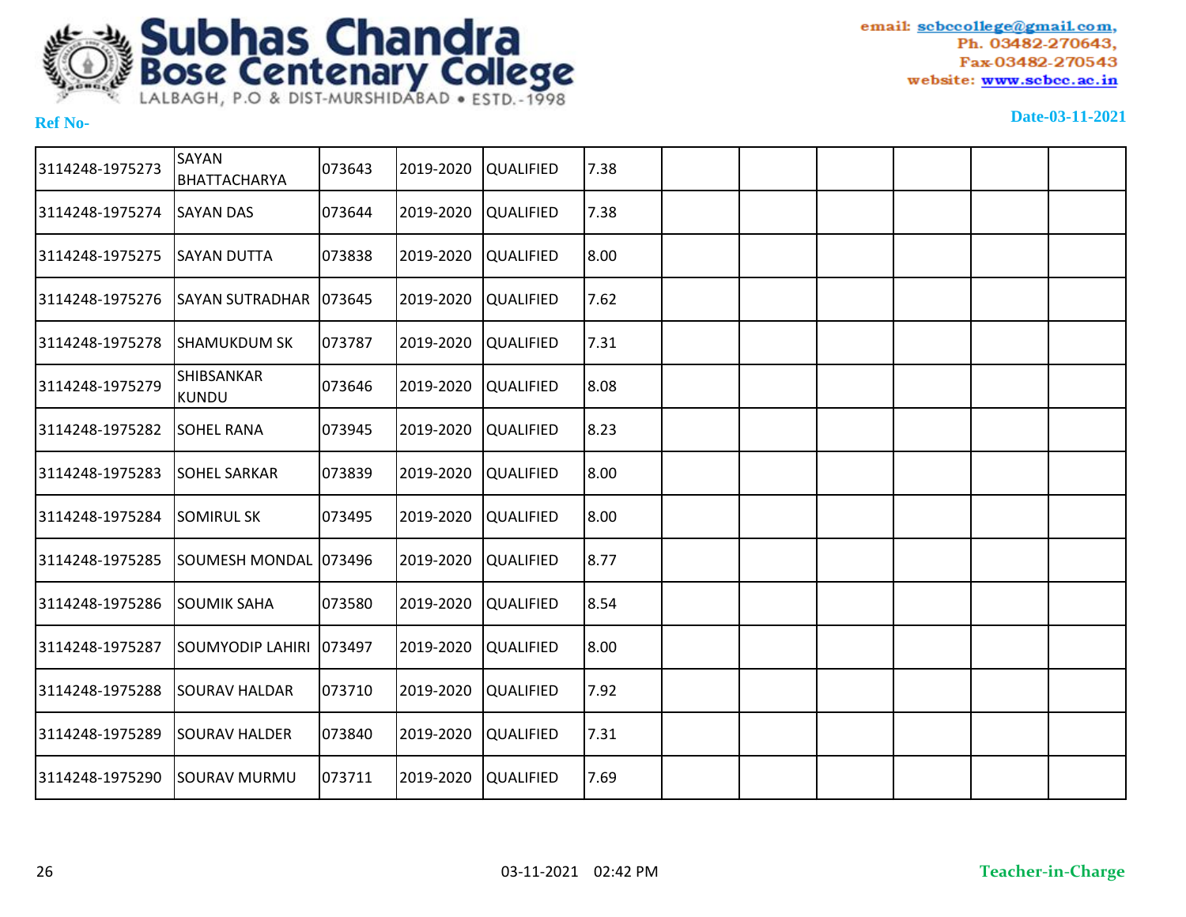Subhas Chandra Bose Centenary College
LALBAGH, P.O & DIST-MURSHIDABAD • ESTD.-1998

email: scbccollege@gmail.com,
Ph. 03482-270643,
Fax-03482-270543
website: www.scbcc.ac.in

**Ref No-**

**Date-03-11-2021**

| | | | | | | | | | | | |
|---|---|---|---|---|---|---|---|---|---|---|---|
| 3114248-1975273 | SAYAN BHATTACHARYA | 073643 | 2019-2020 | QUALIFIED | 7.38 | | | | | | |
| 3114248-1975274 | SAYAN DAS | 073644 | 2019-2020 | QUALIFIED | 7.38 | | | | | | |
| 3114248-1975275 | SAYAN DUTTA | 073838 | 2019-2020 | QUALIFIED | 8.00 | | | | | | |
| 3114248-1975276 | SAYAN SUTRADHAR | 073645 | 2019-2020 | QUALIFIED | 7.62 | | | | | | |
| 3114248-1975278 | SHAMUKDUM SK | 073787 | 2019-2020 | QUALIFIED | 7.31 | | | | | | |
| 3114248-1975279 | SHIBSANKAR KUNDU | 073646 | 2019-2020 | QUALIFIED | 8.08 | | | | | | |
| 3114248-1975282 | SOHEL RANA | 073945 | 2019-2020 | QUALIFIED | 8.23 | | | | | | |
| 3114248-1975283 | SOHEL SARKAR | 073839 | 2019-2020 | QUALIFIED | 8.00 | | | | | | |
| 3114248-1975284 | SOMIRUL SK | 073495 | 2019-2020 | QUALIFIED | 8.00 | | | | | | |
| 3114248-1975285 | SOUMESH MONDAL | 073496 | 2019-2020 | QUALIFIED | 8.77 | | | | | | |
| 3114248-1975286 | SOUMIK SAHA | 073580 | 2019-2020 | QUALIFIED | 8.54 | | | | | | |
| 3114248-1975287 | SOUMYODIP LAHIRI | 073497 | 2019-2020 | QUALIFIED | 8.00 | | | | | | |
| 3114248-1975288 | SOURAV HALDAR | 073710 | 2019-2020 | QUALIFIED | 7.92 | | | | | | |
| 3114248-1975289 | SOURAV HALDER | 073840 | 2019-2020 | QUALIFIED | 7.31 | | | | | | |
| 3114248-1975290 | SOURAV MURMU | 073711 | 2019-2020 | QUALIFIED | 7.69 | | | | | | |

03-11-2021 02:42 PM

**Teacher-in-Charge**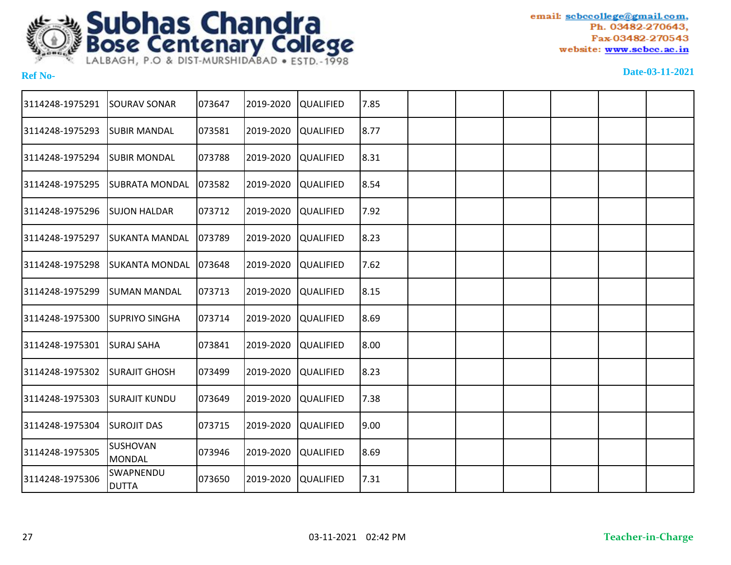# Subhas Chandra Bose Centenary College

LALBAGH, P.O & DIST-MURSHIDABAD • ESTD.-1998

email: scbccollege@gmail.com,
Ph. 03482-270643,
Fax-03482-270543
website: www.scbcc.ac.in

**Ref No-**

**Date-03-11-2021**

| | | | | | | | | | | | |
|---|---|---|---|---|---|---|---|---|---|---|---|
| 3114248-1975291 | SOURAV SONAR | 073647 | 2019-2020 | QUALIFIED | 7.85 | | | | | | |
| 3114248-1975293 | SUBIR MANDAL | 073581 | 2019-2020 | QUALIFIED | 8.77 | | | | | | |
| 3114248-1975294 | SUBIR MONDAL | 073788 | 2019-2020 | QUALIFIED | 8.31 | | | | | | |
| 3114248-1975295 | SUBRATA MONDAL | 073582 | 2019-2020 | QUALIFIED | 8.54 | | | | | | |
| 3114248-1975296 | SUJON HALDAR | 073712 | 2019-2020 | QUALIFIED | 7.92 | | | | | | |
| 3114248-1975297 | SUKANTA MANDAL | 073789 | 2019-2020 | QUALIFIED | 8.23 | | | | | | |
| 3114248-1975298 | SUKANTA MONDAL | 073648 | 2019-2020 | QUALIFIED | 7.62 | | | | | | |
| 3114248-1975299 | SUMAN MANDAL | 073713 | 2019-2020 | QUALIFIED | 8.15 | | | | | | |
| 3114248-1975300 | SUPRIYO SINGHA | 073714 | 2019-2020 | QUALIFIED | 8.69 | | | | | | |
| 3114248-1975301 | SURAJ SAHA | 073841 | 2019-2020 | QUALIFIED | 8.00 | | | | | | |
| 3114248-1975302 | SURAJIT GHOSH | 073499 | 2019-2020 | QUALIFIED | 8.23 | | | | | | |
| 3114248-1975303 | SURAJIT KUNDU | 073649 | 2019-2020 | QUALIFIED | 7.38 | | | | | | |
| 3114248-1975304 | SUROJIT DAS | 073715 | 2019-2020 | QUALIFIED | 9.00 | | | | | | |
| 3114248-1975305 | SUSHOVAN MONDAL | 073946 | 2019-2020 | QUALIFIED | 8.69 | | | | | | |
| 3114248-1975306 | SWAPNENDU DUTTA | 073650 | 2019-2020 | QUALIFIED | 7.31 | | | | | | |

03-11-2021 02:42 PM

**Teacher-in-Charge**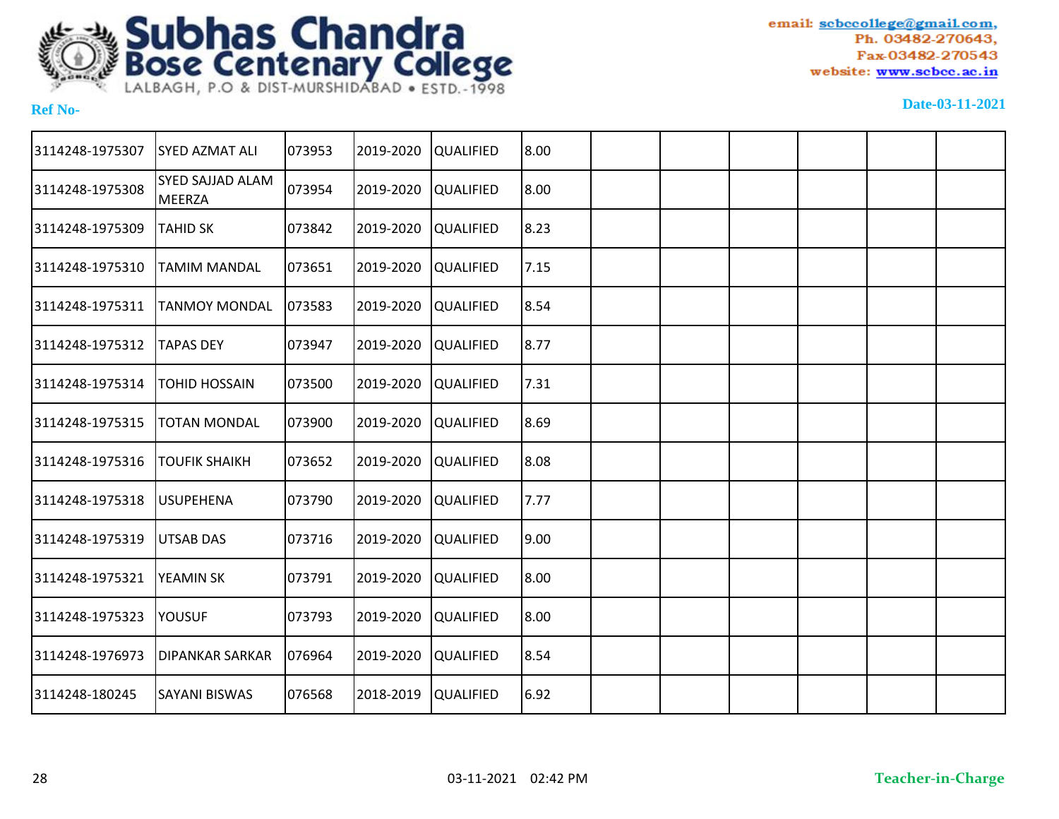# Subhas Chandra Bose Centenary College

LALBAGH, P.O & DIST-MURSHIDABAD • ESTD.-1998

email: scbccollege@gmail.com,
Ph. 03482-270643,
Fax-03482-270543
website: www.scbcc.ac.in

**Ref No-**

**Date-03-11-2021**

| | | | | | | | | | | | |
|---|---|---|---|---|---|---|---|---|---|---|---|
| 3114248-1975307 | SYED AZMAT ALI | 073953 | 2019-2020 | QUALIFIED | 8.00 | | | | | | |
| 3114248-1975308 | SYED SAJJAD ALAM MEERZA | 073954 | 2019-2020 | QUALIFIED | 8.00 | | | | | | |
| 3114248-1975309 | TAHID SK | 073842 | 2019-2020 | QUALIFIED | 8.23 | | | | | | |
| 3114248-1975310 | TAMIM MANDAL | 073651 | 2019-2020 | QUALIFIED | 7.15 | | | | | | |
| 3114248-1975311 | TANMOY MONDAL | 073583 | 2019-2020 | QUALIFIED | 8.54 | | | | | | |
| 3114248-1975312 | TAPAS DEY | 073947 | 2019-2020 | QUALIFIED | 8.77 | | | | | | |
| 3114248-1975314 | TOHID HOSSAIN | 073500 | 2019-2020 | QUALIFIED | 7.31 | | | | | | |
| 3114248-1975315 | TOTAN MONDAL | 073900 | 2019-2020 | QUALIFIED | 8.69 | | | | | | |
| 3114248-1975316 | TOUFIK SHAIKH | 073652 | 2019-2020 | QUALIFIED | 8.08 | | | | | | |
| 3114248-1975318 | USUPEHENA | 073790 | 2019-2020 | QUALIFIED | 7.77 | | | | | | |
| 3114248-1975319 | UTSAB DAS | 073716 | 2019-2020 | QUALIFIED | 9.00 | | | | | | |
| 3114248-1975321 | YEAMIN SK | 073791 | 2019-2020 | QUALIFIED | 8.00 | | | | | | |
| 3114248-1975323 | YOUSUF | 073793 | 2019-2020 | QUALIFIED | 8.00 | | | | | | |
| 3114248-1976973 | DIPANKAR SARKAR | 076964 | 2019-2020 | QUALIFIED | 8.54 | | | | | | |
| 3114248-180245 | SAYANI BISWAS | 076568 | 2018-2019 | QUALIFIED | 6.92 | | | | | | |

03-11-2021 02:42 PM

**Teacher-in-Charge**